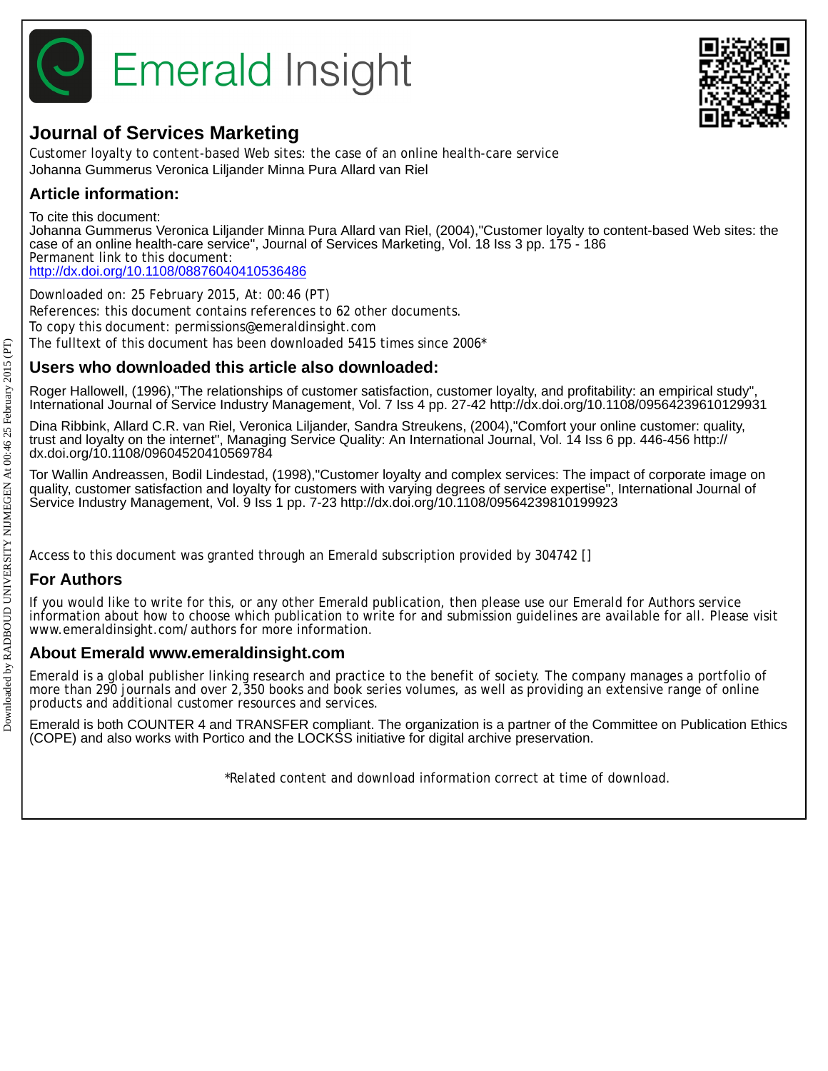# Emerald Insight

## Journal of Services Marketing

Customer loyalty to content-based Web sites: the case of an online health-care service
Johanna Gummerus Veronica Liljander Minna Pura Allard van Riel

## Article information:

To cite this document:
Johanna Gummerus Veronica Liljander Minna Pura Allard van Riel, (2004),"Customer loyalty to content-based Web sites: the case of an online health-care service", Journal of Services Marketing, Vol. 18 Iss 3 pp. 175 - 186
Permanent link to this document:
http://dx.doi.org/10.1108/08876040410536486

Downloaded on: 25 February 2015, At: 00:46 (PT)
References: this document contains references to 62 other documents.
To copy this document: permissions@emeraldinsight.com
The fulltext of this document has been downloaded 5415 times since 2006*

## Users who downloaded this article also downloaded:

Roger Hallowell, (1996),"The relationships of customer satisfaction, customer loyalty, and profitability: an empirical study", International Journal of Service Industry Management, Vol. 7 Iss 4 pp. 27-42 http://dx.doi.org/10.1108/09564239610129931

Dina Ribbink, Allard C.R. van Riel, Veronica Liljander, Sandra Streukens, (2004),"Comfort your online customer: quality, trust and loyalty on the internet", Managing Service Quality: An International Journal, Vol. 14 Iss 6 pp. 446-456 http://dx.doi.org/10.1108/09604520410569784

Tor Wallin Andreassen, Bodil Lindestad, (1998),"Customer loyalty and complex services: The impact of corporate image on quality, customer satisfaction and loyalty for customers with varying degrees of service expertise", International Journal of Service Industry Management, Vol. 9 Iss 1 pp. 7-23 http://dx.doi.org/10.1108/09564239810199923

Access to this document was granted through an Emerald subscription provided by 304742 []

## For Authors

If you would like to write for this, or any other Emerald publication, then please use our Emerald for Authors service information about how to choose which publication to write for and submission guidelines are available for all. Please visit www.emeraldinsight.com/authors for more information.

## About Emerald www.emeraldinsight.com

Emerald is a global publisher linking research and practice to the benefit of society. The company manages a portfolio of more than 290 journals and over 2,350 books and book series volumes, as well as providing an extensive range of online products and additional customer resources and services.

Emerald is both COUNTER 4 and TRANSFER compliant. The organization is a partner of the Committee on Publication Ethics (COPE) and also works with Portico and the LOCKSS initiative for digital archive preservation.

*Related content and download information correct at time of download.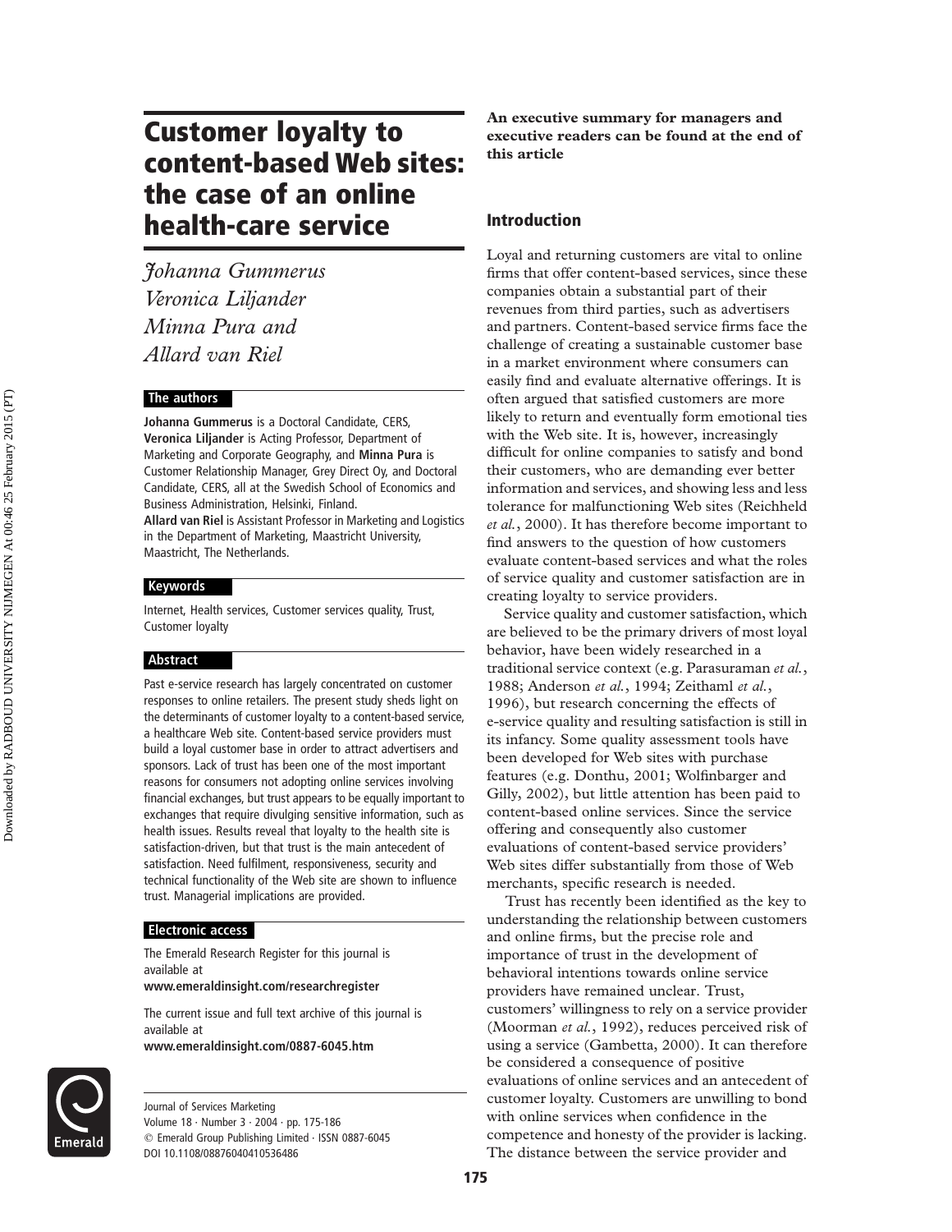# Customer loyalty to content-based Web sites: the case of an online health-care service

*Johanna Gummerus*
*Veronica Liljander*
*Minna Pura and*
*Allard van Riel*

**An executive summary for managers and executive readers can be found at the end of this article**

## The authors

**Johanna Gummerus** is a Doctoral Candidate, CERS, **Veronica Liljander** is Acting Professor, Department of Marketing and Corporate Geography, and **Minna Pura** is Customer Relationship Manager, Grey Direct Oy, and Doctoral Candidate, CERS, all at the Swedish School of Economics and Business Administration, Helsinki, Finland.
**Allard van Riel** is Assistant Professor in Marketing and Logistics in the Department of Marketing, Maastricht University, Maastricht, The Netherlands.

## Keywords

Internet, Health services, Customer services quality, Trust, Customer loyalty

## Abstract

Past e-service research has largely concentrated on customer responses to online retailers. The present study sheds light on the determinants of customer loyalty to a content-based service, a healthcare Web site. Content-based service providers must build a loyal customer base in order to attract advertisers and sponsors. Lack of trust has been one of the most important reasons for consumers not adopting online services involving financial exchanges, but trust appears to be equally important to exchanges that require divulging sensitive information, such as health issues. Results reveal that loyalty to the health site is satisfaction-driven, but that trust is the main antecedent of satisfaction. Need fulfilment, responsiveness, security and technical functionality of the Web site are shown to influence trust. Managerial implications are provided.

## Electronic access

The Emerald Research Register for this journal is available at
**www.emeraldinsight.com/researchregister**

The current issue and full text archive of this journal is available at
**www.emeraldinsight.com/0887-6045.htm**

Journal of Services Marketing
Volume 18 · Number 3 · 2004 · pp. 175-186
© Emerald Group Publishing Limited · ISSN 0887-6045
DOI 10.1108/08876040410536486

## Introduction

Loyal and returning customers are vital to online firms that offer content-based services, since these companies obtain a substantial part of their revenues from third parties, such as advertisers and partners. Content-based service firms face the challenge of creating a sustainable customer base in a market environment where consumers can easily find and evaluate alternative offerings. It is often argued that satisfied customers are more likely to return and eventually form emotional ties with the Web site. It is, however, increasingly difficult for online companies to satisfy and bond their customers, who are demanding ever better information and services, and showing less and less tolerance for malfunctioning Web sites (Reichheld *et al.*, 2000). It has therefore become important to find answers to the question of how customers evaluate content-based services and what the roles of service quality and customer satisfaction are in creating loyalty to service providers.

Service quality and customer satisfaction, which are believed to be the primary drivers of most loyal behavior, have been widely researched in a traditional service context (e.g. Parasuraman *et al.*, 1988; Anderson *et al.*, 1994; Zeithaml *et al.*, 1996), but research concerning the effects of e-service quality and resulting satisfaction is still in its infancy. Some quality assessment tools have been developed for Web sites with purchase features (e.g. Donthu, 2001; Wolfinbarger and Gilly, 2002), but little attention has been paid to content-based online services. Since the service offering and consequently also customer evaluations of content-based service providers' Web sites differ substantially from those of Web merchants, specific research is needed.

Trust has recently been identified as the key to understanding the relationship between customers and online firms, but the precise role and importance of trust in the development of behavioral intentions towards online service providers have remained unclear. Trust, customers' willingness to rely on a service provider (Moorman *et al.*, 1992), reduces perceived risk of using a service (Gambetta, 2000). It can therefore be considered a consequence of positive evaluations of online services and an antecedent of customer loyalty. Customers are unwilling to bond with online services when confidence in the competence and honesty of the provider is lacking. The distance between the service provider and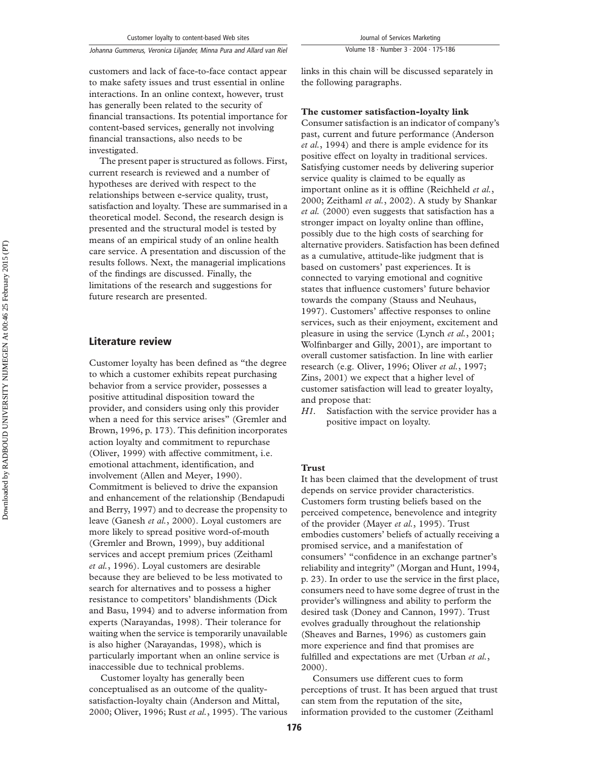customers and lack of face-to-face contact appear to make safety issues and trust essential in online interactions. In an online context, however, trust has generally been related to the security of financial transactions. Its potential importance for content-based services, generally not involving financial transactions, also needs to be investigated.

The present paper is structured as follows. First, current research is reviewed and a number of hypotheses are derived with respect to the relationships between e-service quality, trust, satisfaction and loyalty. These are summarised in a theoretical model. Second, the research design is presented and the structural model is tested by means of an empirical study of an online health care service. A presentation and discussion of the results follows. Next, the managerial implications of the findings are discussed. Finally, the limitations of the research and suggestions for future research are presented.

## Literature review

Customer loyalty has been defined as "the degree to which a customer exhibits repeat purchasing behavior from a service provider, possesses a positive attitudinal disposition toward the provider, and considers using only this provider when a need for this service arises" (Gremler and Brown, 1996, p. 173). This definition incorporates action loyalty and commitment to repurchase (Oliver, 1999) with affective commitment, i.e. emotional attachment, identification, and involvement (Allen and Meyer, 1990). Commitment is believed to drive the expansion and enhancement of the relationship (Bendapudi and Berry, 1997) and to decrease the propensity to leave (Ganesh *et al.*, 2000). Loyal customers are more likely to spread positive word-of-mouth (Gremler and Brown, 1999), buy additional services and accept premium prices (Zeithaml *et al.*, 1996). Loyal customers are desirable because they are believed to be less motivated to search for alternatives and to possess a higher resistance to competitors' blandishments (Dick and Basu, 1994) and to adverse information from experts (Narayandas, 1998). Their tolerance for waiting when the service is temporarily unavailable is also higher (Narayandas, 1998), which is particularly important when an online service is inaccessible due to technical problems.

Customer loyalty has generally been conceptualised as an outcome of the quality-satisfaction-loyalty chain (Anderson and Mittal, 2000; Oliver, 1996; Rust *et al.*, 1995). The various links in this chain will be discussed separately in the following paragraphs.

### The customer satisfaction-loyalty link

Consumer satisfaction is an indicator of company's past, current and future performance (Anderson *et al.*, 1994) and there is ample evidence for its positive effect on loyalty in traditional services. Satisfying customer needs by delivering superior service quality is claimed to be equally as important online as it is offline (Reichheld *et al.*, 2000; Zeithaml *et al.*, 2002). A study by Shankar *et al.* (2000) even suggests that satisfaction has a stronger impact on loyalty online than offline, possibly due to the high costs of searching for alternative providers. Satisfaction has been defined as a cumulative, attitude-like judgment that is based on customers' past experiences. It is connected to varying emotional and cognitive states that influence customers' future behavior towards the company (Stauss and Neuhaus, 1997). Customers' affective responses to online services, such as their enjoyment, excitement and pleasure in using the service (Lynch *et al.*, 2001; Wolfinbarger and Gilly, 2001), are important to overall customer satisfaction. In line with earlier research (e.g. Oliver, 1996; Oliver *et al.*, 1997; Zins, 2001) we expect that a higher level of customer satisfaction will lead to greater loyalty, and propose that:

*H1.* Satisfaction with the service provider has a positive impact on loyalty.

### Trust

It has been claimed that the development of trust depends on service provider characteristics. Customers form trusting beliefs based on the perceived competence, benevolence and integrity of the provider (Mayer *et al.*, 1995). Trust embodies customers' beliefs of actually receiving a promised service, and a manifestation of consumers' "confidence in an exchange partner's reliability and integrity" (Morgan and Hunt, 1994, p. 23). In order to use the service in the first place, consumers need to have some degree of trust in the provider's willingness and ability to perform the desired task (Doney and Cannon, 1997). Trust evolves gradually throughout the relationship (Sheaves and Barnes, 1996) as customers gain more experience and find that promises are fulfilled and expectations are met (Urban *et al.*, 2000).

Consumers use different cues to form perceptions of trust. It has been argued that trust can stem from the reputation of the site, information provided to the customer (Zeithaml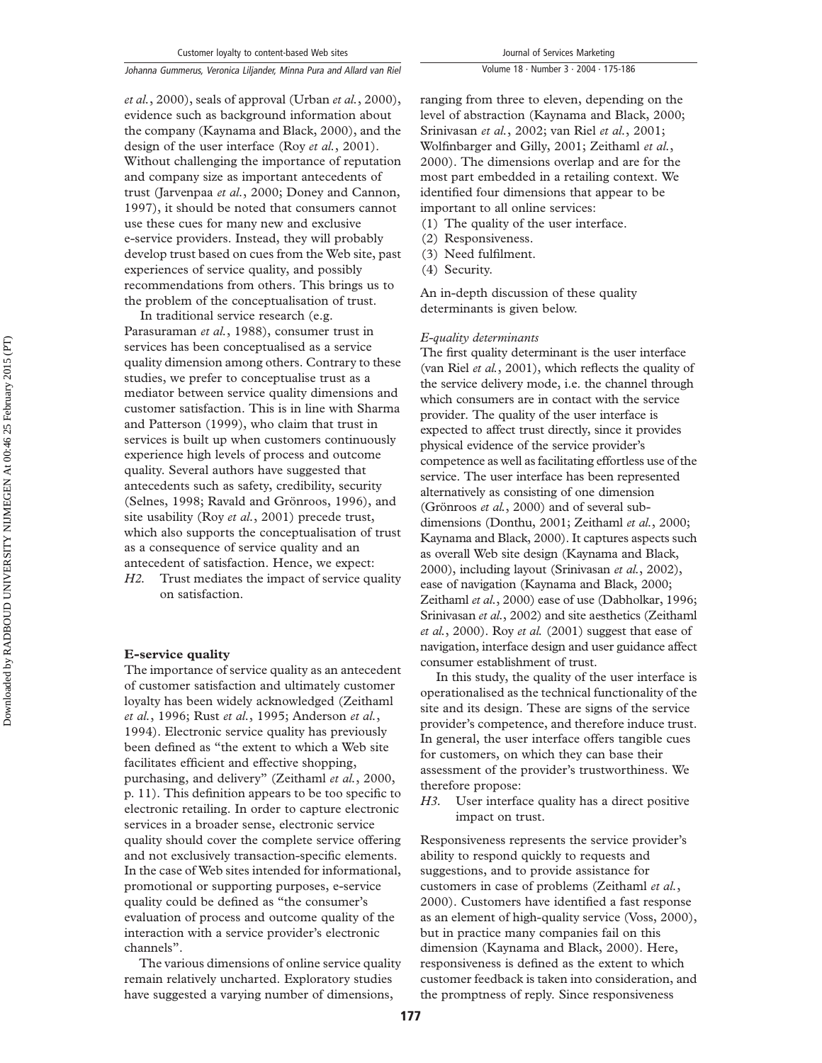*et al.*, 2000), seals of approval (Urban *et al.*, 2000), evidence such as background information about the company (Kaynama and Black, 2000), and the design of the user interface (Roy *et al.*, 2001). Without challenging the importance of reputation and company size as important antecedents of trust (Jarvenpaa *et al.*, 2000; Doney and Cannon, 1997), it should be noted that consumers cannot use these cues for many new and exclusive e-service providers. Instead, they will probably develop trust based on cues from the Web site, past experiences of service quality, and possibly recommendations from others. This brings us to the problem of the conceptualisation of trust.

In traditional service research (e.g. Parasuraman *et al.*, 1988), consumer trust in services has been conceptualised as a service quality dimension among others. Contrary to these studies, we prefer to conceptualise trust as a mediator between service quality dimensions and customer satisfaction. This is in line with Sharma and Patterson (1999), who claim that trust in services is built up when customers continuously experience high levels of process and outcome quality. Several authors have suggested that antecedents such as safety, credibility, security (Selnes, 1998; Ravald and Grönroos, 1996), and site usability (Roy *et al.*, 2001) precede trust, which also supports the conceptualisation of trust as a consequence of service quality and an antecedent of satisfaction. Hence, we expect:

*H2.* Trust mediates the impact of service quality on satisfaction.

### E-service quality

The importance of service quality as an antecedent of customer satisfaction and ultimately customer loyalty has been widely acknowledged (Zeithaml *et al.*, 1996; Rust *et al.*, 1995; Anderson *et al.*, 1994). Electronic service quality has previously been defined as "the extent to which a Web site facilitates efficient and effective shopping, purchasing, and delivery" (Zeithaml *et al.*, 2000, p. 11). This definition appears to be too specific to electronic retailing. In order to capture electronic services in a broader sense, electronic service quality should cover the complete service offering and not exclusively transaction-specific elements. In the case of Web sites intended for informational, promotional or supporting purposes, e-service quality could be defined as "the consumer's evaluation of process and outcome quality of the interaction with a service provider's electronic channels".

The various dimensions of online service quality remain relatively uncharted. Exploratory studies have suggested a varying number of dimensions, ranging from three to eleven, depending on the level of abstraction (Kaynama and Black, 2000; Srinivasan *et al.*, 2002; van Riel *et al.*, 2001; Wolfinbarger and Gilly, 2001; Zeithaml *et al.*, 2000). The dimensions overlap and are for the most part embedded in a retailing context. We identified four dimensions that appear to be important to all online services:

1. The quality of the user interface.
2. Responsiveness.
3. Need fulfilment.
4. Security.

An in-depth discussion of these quality determinants is given below.

#### *E-quality determinants*

The first quality determinant is the user interface (van Riel *et al.*, 2001), which reflects the quality of the service delivery mode, i.e. the channel through which consumers are in contact with the service provider. The quality of the user interface is expected to affect trust directly, since it provides physical evidence of the service provider's competence as well as facilitating effortless use of the service. The user interface has been represented alternatively as consisting of one dimension (Grönroos *et al.*, 2000) and of several sub-dimensions (Donthu, 2001; Zeithaml *et al.*, 2000; Kaynama and Black, 2000). It captures aspects such as overall Web site design (Kaynama and Black, 2000), including layout (Srinivasan *et al.*, 2002), ease of navigation (Kaynama and Black, 2000; Zeithaml *et al.*, 2000) ease of use (Dabholkar, 1996; Srinivasan *et al.*, 2002) and site aesthetics (Zeithaml *et al.*, 2000). Roy *et al.* (2001) suggest that ease of navigation, interface design and user guidance affect consumer establishment of trust.

In this study, the quality of the user interface is operationalised as the technical functionality of the site and its design. These are signs of the service provider's competence, and therefore induce trust. In general, the user interface offers tangible cues for customers, on which they can base their assessment of the provider's trustworthiness. We therefore propose:

*H3.* User interface quality has a direct positive impact on trust.

Responsiveness represents the service provider's ability to respond quickly to requests and suggestions, and to provide assistance for customers in case of problems (Zeithaml *et al.*, 2000). Customers have identified a fast response as an element of high-quality service (Voss, 2000), but in practice many companies fail on this dimension (Kaynama and Black, 2000). Here, responsiveness is defined as the extent to which customer feedback is taken into consideration, and the promptness of reply. Since responsiveness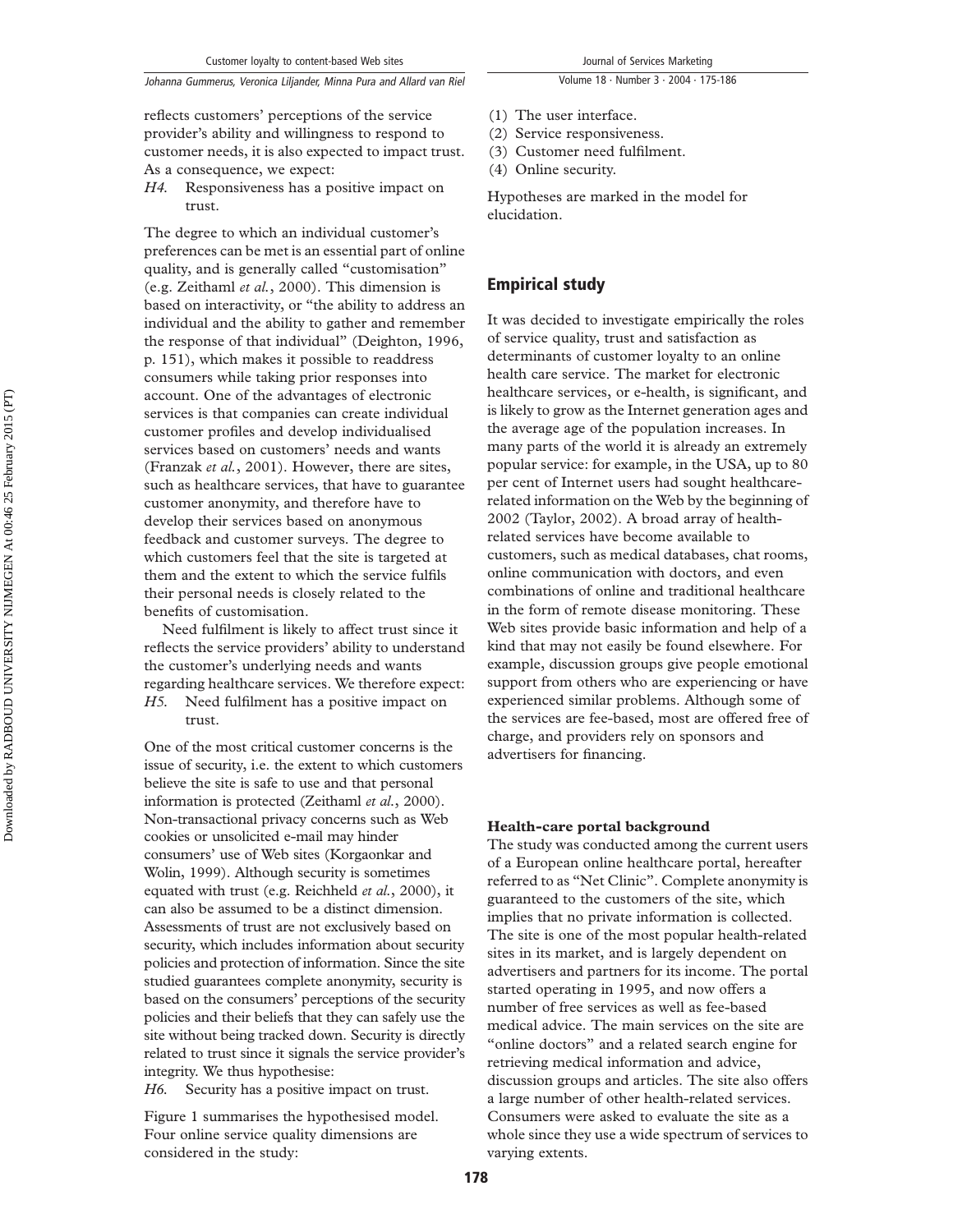reflects customers' perceptions of the service provider's ability and willingness to respond to customer needs, it is also expected to impact trust. As a consequence, we expect:

*H4.* Responsiveness has a positive impact on trust.

The degree to which an individual customer's preferences can be met is an essential part of online quality, and is generally called "customisation" (e.g. Zeithaml *et al.*, 2000). This dimension is based on interactivity, or "the ability to address an individual and the ability to gather and remember the response of that individual" (Deighton, 1996, p. 151), which makes it possible to readdress consumers while taking prior responses into account. One of the advantages of electronic services is that companies can create individual customer profiles and develop individualised services based on customers' needs and wants (Franzak *et al.*, 2001). However, there are sites, such as healthcare services, that have to guarantee customer anonymity, and therefore have to develop their services based on anonymous feedback and customer surveys. The degree to which customers feel that the site is targeted at them and the extent to which the service fulfils their personal needs is closely related to the benefits of customisation.

Need fulfilment is likely to affect trust since it reflects the service providers' ability to understand the customer's underlying needs and wants regarding healthcare services. We therefore expect:

*H5.* Need fulfilment has a positive impact on trust.

One of the most critical customer concerns is the issue of security, i.e. the extent to which customers believe the site is safe to use and that personal information is protected (Zeithaml *et al.*, 2000). Non-transactional privacy concerns such as Web cookies or unsolicited e-mail may hinder consumers' use of Web sites (Korgaonkar and Wolin, 1999). Although security is sometimes equated with trust (e.g. Reichheld *et al.*, 2000), it can also be assumed to be a distinct dimension. Assessments of trust are not exclusively based on security, which includes information about security policies and protection of information. Since the site studied guarantees complete anonymity, security is based on the consumers' perceptions of the security policies and their beliefs that they can safely use the site without being tracked down. Security is directly related to trust since it signals the service provider's integrity. We thus hypothesise:

*H6.* Security has a positive impact on trust.

Figure 1 summarises the hypothesised model. Four online service quality dimensions are considered in the study:

(1) The user interface.
(2) Service responsiveness.
(3) Customer need fulfilment.
(4) Online security.

Hypotheses are marked in the model for elucidation.

## Empirical study

It was decided to investigate empirically the roles of service quality, trust and satisfaction as determinants of customer loyalty to an online health care service. The market for electronic healthcare services, or e-health, is significant, and is likely to grow as the Internet generation ages and the average age of the population increases. In many parts of the world it is already an extremely popular service: for example, in the USA, up to 80 per cent of Internet users had sought healthcare-related information on the Web by the beginning of 2002 (Taylor, 2002). A broad array of health-related services have become available to customers, such as medical databases, chat rooms, online communication with doctors, and even combinations of online and traditional healthcare in the form of remote disease monitoring. These Web sites provide basic information and help of a kind that may not easily be found elsewhere. For example, discussion groups give people emotional support from others who are experiencing or have experienced similar problems. Although some of the services are fee-based, most are offered free of charge, and providers rely on sponsors and advertisers for financing.

### Health-care portal background

The study was conducted among the current users of a European online healthcare portal, hereafter referred to as "Net Clinic". Complete anonymity is guaranteed to the customers of the site, which implies that no private information is collected. The site is one of the most popular health-related sites in its market, and is largely dependent on advertisers and partners for its income. The portal started operating in 1995, and now offers a number of free services as well as fee-based medical advice. The main services on the site are "online doctors" and a related search engine for retrieving medical information and advice, discussion groups and articles. The site also offers a large number of other health-related services. Consumers were asked to evaluate the site as a whole since they use a wide spectrum of services to varying extents.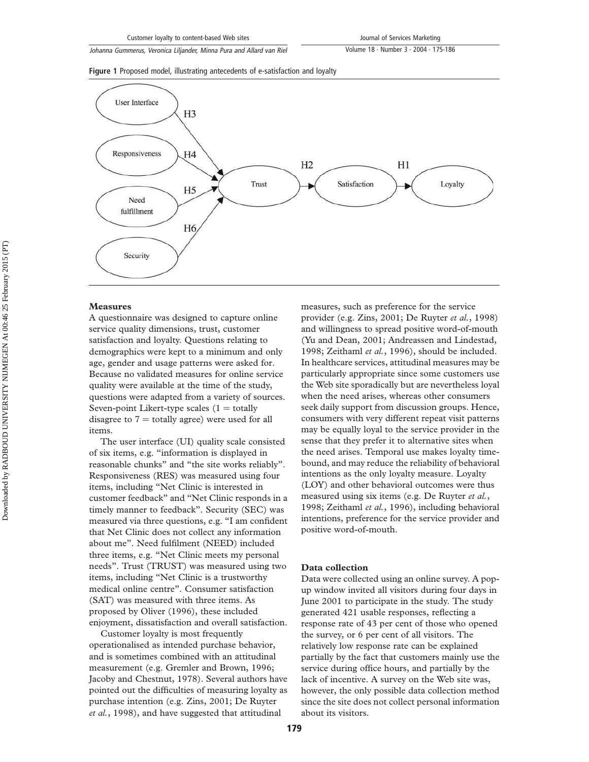**Figure 1** Proposed model, illustrating antecedents of e-satisfaction and loyalty

### Measures

A questionnaire was designed to capture online service quality dimensions, trust, customer satisfaction and loyalty. Questions relating to demographics were kept to a minimum and only age, gender and usage patterns were asked for. Because no validated measures for online service quality were available at the time of the study, questions were adapted from a variety of sources. Seven-point Likert-type scales (1 = totally disagree to 7 = totally agree) were used for all items.

The user interface (UI) quality scale consisted of six items, e.g. "information is displayed in reasonable chunks" and "the site works reliably". Responsiveness (RES) was measured using four items, including "Net Clinic is interested in customer feedback" and "Net Clinic responds in a timely manner to feedback". Security (SEC) was measured via three questions, e.g. "I am confident that Net Clinic does not collect any information about me". Need fulfilment (NEED) included three items, e.g. "Net Clinic meets my personal needs". Trust (TRUST) was measured using two items, including "Net Clinic is a trustworthy medical online centre". Consumer satisfaction (SAT) was measured with three items. As proposed by Oliver (1996), these included enjoyment, dissatisfaction and overall satisfaction.

Customer loyalty is most frequently operationalised as intended purchase behavior, and is sometimes combined with an attitudinal measurement (e.g. Gremler and Brown, 1996; Jacoby and Chestnut, 1978). Several authors have pointed out the difficulties of measuring loyalty as purchase intention (e.g. Zins, 2001; De Ruyter *et al.*, 1998), and have suggested that attitudinal measures, such as preference for the service provider (e.g. Zins, 2001; De Ruyter *et al.*, 1998) and willingness to spread positive word-of-mouth (Yu and Dean, 2001; Andreassen and Lindestad, 1998; Zeithaml *et al.*, 1996), should be included. In healthcare services, attitudinal measures may be particularly appropriate since some customers use the Web site sporadically but are nevertheless loyal when the need arises, whereas other consumers seek daily support from discussion groups. Hence, consumers with very different repeat visit patterns may be equally loyal to the service provider in the sense that they prefer it to alternative sites when the need arises. Temporal use makes loyalty time-bound, and may reduce the reliability of behavioral intentions as the only loyalty measure. Loyalty (LOY) and other behavioral outcomes were thus measured using six items (e.g. De Ruyter *et al.*, 1998; Zeithaml *et al.*, 1996), including behavioral intentions, preference for the service provider and positive word-of-mouth.

### Data collection

Data were collected using an online survey. A pop-up window invited all visitors during four days in June 2001 to participate in the study. The study generated 421 usable responses, reflecting a response rate of 43 per cent of those who opened the survey, or 6 per cent of all visitors. The relatively low response rate can be explained partially by the fact that customers mainly use the service during office hours, and partially by the lack of incentive. A survey on the Web site was, however, the only possible data collection method since the site does not collect personal information about its visitors.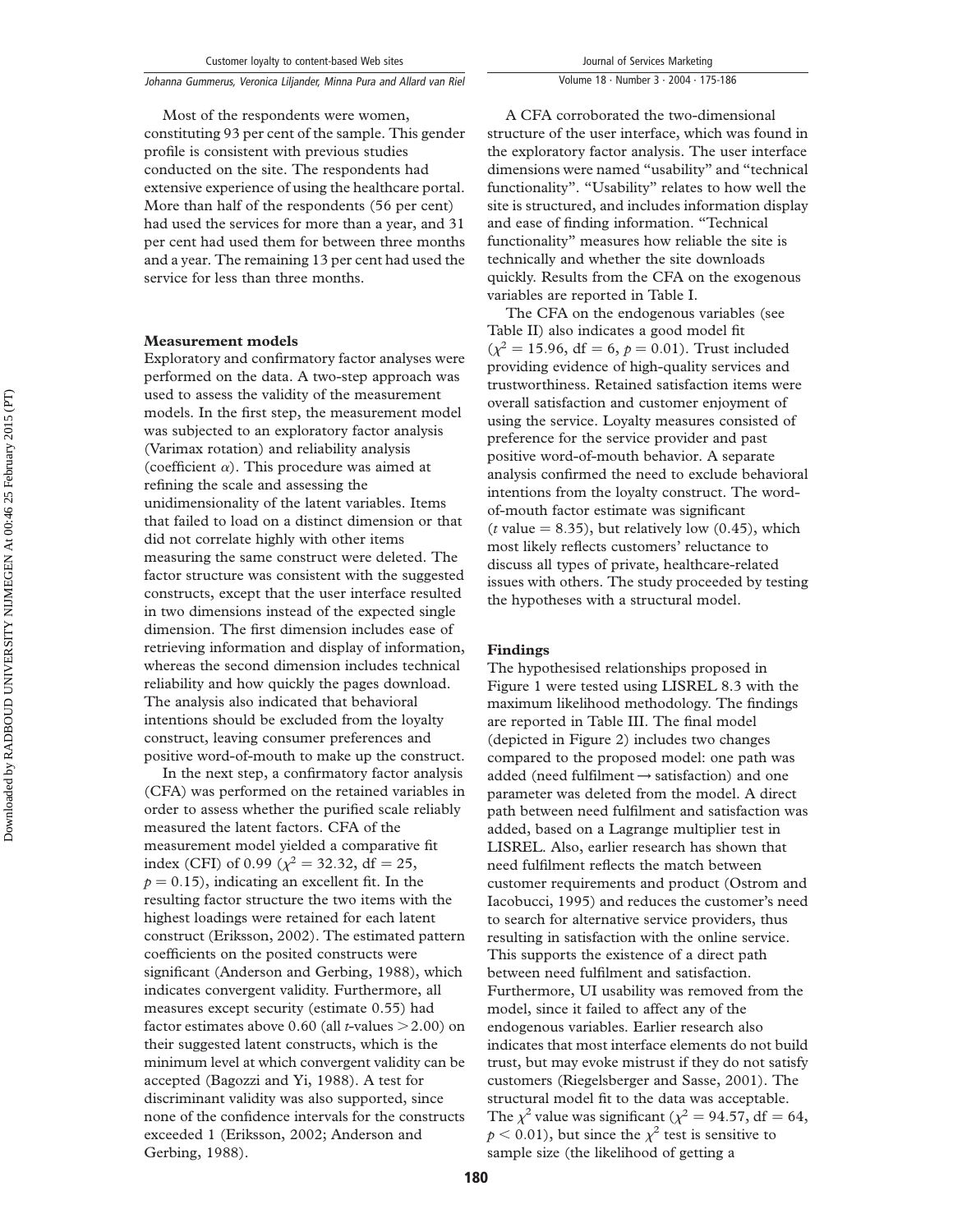Most of the respondents were women, constituting 93 per cent of the sample. This gender profile is consistent with previous studies conducted on the site. The respondents had extensive experience of using the healthcare portal. More than half of the respondents (56 per cent) had used the services for more than a year, and 31 per cent had used them for between three months and a year. The remaining 13 per cent had used the service for less than three months.

### Measurement models

Exploratory and confirmatory factor analyses were performed on the data. A two-step approach was used to assess the validity of the measurement models. In the first step, the measurement model was subjected to an exploratory factor analysis (Varimax rotation) and reliability analysis (coefficient $\alpha$). This procedure was aimed at refining the scale and assessing the unidimensionality of the latent variables. Items that failed to load on a distinct dimension or that did not correlate highly with other items measuring the same construct were deleted. The factor structure was consistent with the suggested constructs, except that the user interface resulted in two dimensions instead of the expected single dimension. The first dimension includes ease of retrieving information and display of information, whereas the second dimension includes technical reliability and how quickly the pages download. The analysis also indicated that behavioral intentions should be excluded from the loyalty construct, leaving consumer preferences and positive word-of-mouth to make up the construct.

In the next step, a confirmatory factor analysis (CFA) was performed on the retained variables in order to assess whether the purified scale reliably measured the latent factors. CFA of the measurement model yielded a comparative fit index (CFI) of 0.99 ($\chi^2 = 32.32$, df = 25, $p = 0.15$), indicating an excellent fit. In the resulting factor structure the two items with the highest loadings were retained for each latent construct (Eriksson, 2002). The estimated pattern coefficients on the posited constructs were significant (Anderson and Gerbing, 1988), which indicates convergent validity. Furthermore, all measures except security (estimate 0.55) had factor estimates above 0.60 (all $t$-values $> 2.00$) on their suggested latent constructs, which is the minimum level at which convergent validity can be accepted (Bagozzi and Yi, 1988). A test for discriminant validity was also supported, since none of the confidence intervals for the constructs exceeded 1 (Eriksson, 2002; Anderson and Gerbing, 1988).

A CFA corroborated the two-dimensional structure of the user interface, which was found in the exploratory factor analysis. The user interface dimensions were named "usability" and "technical functionality". "Usability" relates to how well the site is structured, and includes information display and ease of finding information. "Technical functionality" measures how reliable the site is technically and whether the site downloads quickly. Results from the CFA on the exogenous variables are reported in Table I.

The CFA on the endogenous variables (see Table II) also indicates a good model fit ($\chi^2 = 15.96$, df = 6, $p = 0.01$). Trust included providing evidence of high-quality services and trustworthiness. Retained satisfaction items were overall satisfaction and customer enjoyment of using the service. Loyalty measures consisted of preference for the service provider and past positive word-of-mouth behavior. A separate analysis confirmed the need to exclude behavioral intentions from the loyalty construct. The word-of-mouth factor estimate was significant ($t$ value $= 8.35$), but relatively low (0.45), which most likely reflects customers' reluctance to discuss all types of private, healthcare-related issues with others. The study proceeded by testing the hypotheses with a structural model.

### Findings

The hypothesised relationships proposed in Figure 1 were tested using LISREL 8.3 with the maximum likelihood methodology. The findings are reported in Table III. The final model (depicted in Figure 2) includes two changes compared to the proposed model: one path was added (need fulfilment → satisfaction) and one parameter was deleted from the model. A direct path between need fulfilment and satisfaction was added, based on a Lagrange multiplier test in LISREL. Also, earlier research has shown that need fulfilment reflects the match between customer requirements and product (Ostrom and Iacobucci, 1995) and reduces the customer's need to search for alternative service providers, thus resulting in satisfaction with the online service. This supports the existence of a direct path between need fulfilment and satisfaction. Furthermore, UI usability was removed from the model, since it failed to affect any of the endogenous variables. Earlier research also indicates that most interface elements do not build trust, but may evoke mistrust if they do not satisfy customers (Riegelsberger and Sasse, 2001). The structural model fit to the data was acceptable. The $\chi^2$ value was significant ($\chi^2 = 94.57$, df = 64, $p < 0.01$), but since the $\chi^2$ test is sensitive to sample size (the likelihood of getting a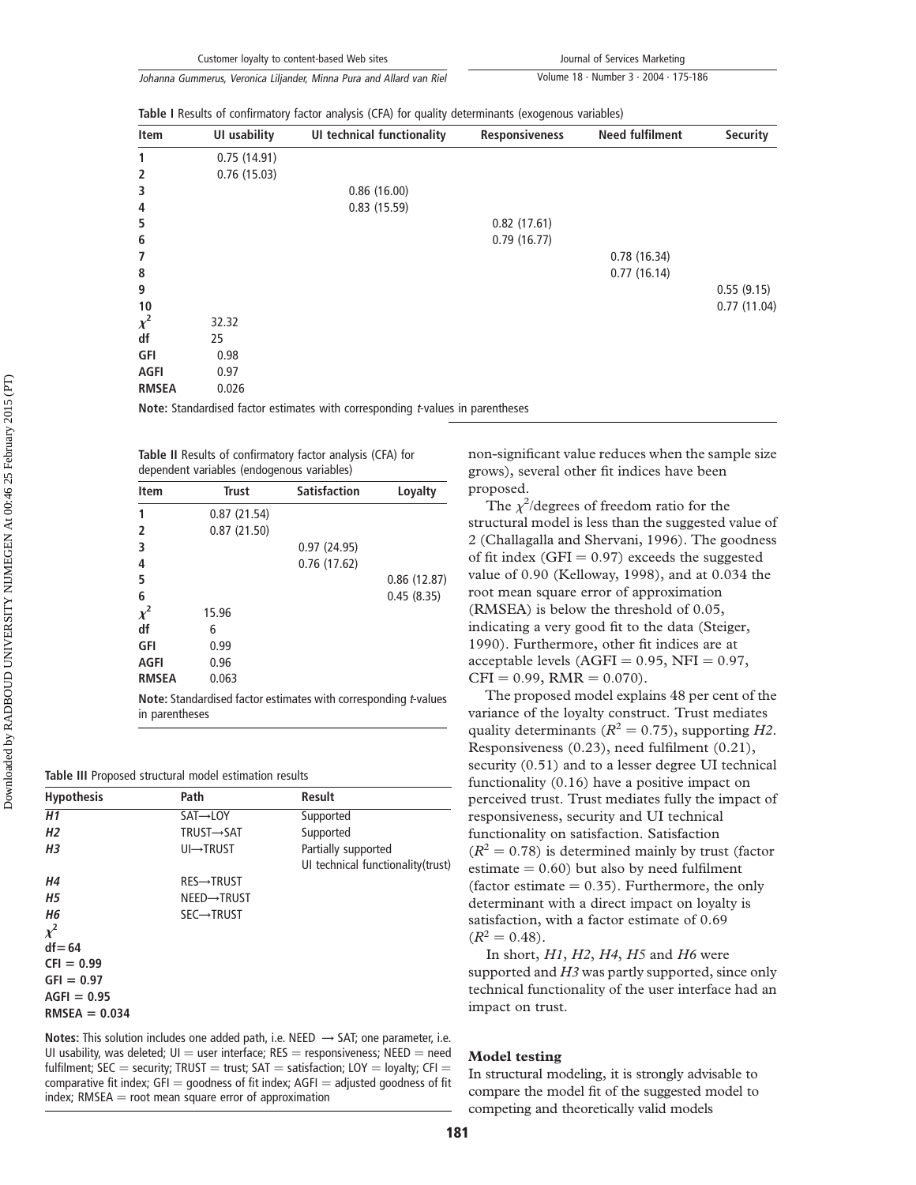**Table I** Results of confirmatory factor analysis (CFA) for quality determinants (exogenous variables)

| Item | UI usability | UI technical functionality | Responsiveness | Need fulfilment | Security |
|---|---|---|---|---|---|
| 1 | 0.75 (14.91) | | | | |
| 2 | 0.76 (15.03) | | | | |
| 3 | | 0.86 (16.00) | | | |
| 4 | | 0.83 (15.59) | | | |
| 5 | | | 0.82 (17.61) | | |
| 6 | | | 0.79 (16.77) | | |
| 7 | | | | 0.78 (16.34) | |
| 8 | | | | 0.77 (16.14) | |
| 9 | | | | | 0.55 (9.15) |
| 10 | | | | | 0.77 (11.04) |
| $\chi^2$ | 32.32 | | | | |
| df | 25 | | | | |
| GFI | 0.98 | | | | |
| AGFI | 0.97 | | | | |
| RMSEA | 0.026 | | | | |

**Note:** Standardised factor estimates with corresponding *t*-values in parentheses

**Table II** Results of confirmatory factor analysis (CFA) for dependent variables (endogenous variables)

| Item | Trust | Satisfaction | Loyalty |
|---|---|---|---|
| 1 | 0.87 (21.54) | | |
| 2 | 0.87 (21.50) | | |
| 3 | | 0.97 (24.95) | |
| 4 | | 0.76 (17.62) | |
| 5 | | | 0.86 (12.87) |
| 6 | | | 0.45 (8.35) |
| $\chi^2$ | 15.96 | | |
| df | 6 | | |
| GFI | 0.99 | | |
| AGFI | 0.96 | | |
| RMSEA | 0.063 | | |

**Note:** Standardised factor estimates with corresponding *t*-values in parentheses

**Table III** Proposed structural model estimation results

| Hypothesis | Path | Result |
|---|---|---|
| *H1* | SAT→LOY | Supported |
| *H2* | TRUST→SAT | Supported |
| *H3* | UI→TRUST | Partially supported UI technical functionality(trust) |
| *H4* | RES→TRUST | |
| *H5* | NEED→TRUST | |
| *H6* | SEC→TRUST | |
| $\chi^2$ | | |
| df = 64 | | |
| CFI = 0.99 | | |
| GFI = 0.97 | | |
| AGFI = 0.95 | | |
| RMSEA = 0.034 | | |

**Notes:** This solution includes one added path, i.e. NEED → SAT; one parameter, i.e. UI usability, was deleted; UI = user interface; RES = responsiveness; NEED = need fulfilment; SEC = security; TRUST = trust; SAT = satisfaction; LOY = loyalty; CFI = comparative fit index; GFI = goodness of fit index; AGFI = adjusted goodness of fit index; RMSEA = root mean square error of approximation

non-significant value reduces when the sample size grows), several other fit indices have been proposed.

The $\chi^2$/degrees of freedom ratio for the structural model is less than the suggested value of 2 (Challagalla and Shervani, 1996). The goodness of fit index (GFI = 0.97) exceeds the suggested value of 0.90 (Kelloway, 1998), and at 0.034 the root mean square error of approximation (RMSEA) is below the threshold of 0.05, indicating a very good fit to the data (Steiger, 1990). Furthermore, other fit indices are at acceptable levels (AGFI = 0.95, NFI = 0.97, CFI = 0.99, RMR = 0.070).

The proposed model explains 48 per cent of the variance of the loyalty construct. Trust mediates quality determinants ($R^2 = 0.75$), supporting *H2*. Responsiveness (0.23), need fulfilment (0.21), security (0.51) and to a lesser degree UI technical functionality (0.16) have a positive impact on perceived trust. Trust mediates fully the impact of responsiveness, security and UI technical functionality on satisfaction. Satisfaction ($R^2 = 0.78$) is determined mainly by trust (factor estimate = 0.60) but also by need fulfilment (factor estimate = 0.35). Furthermore, the only determinant with a direct impact on loyalty is satisfaction, with a factor estimate of 0.69 ($R^2 = 0.48$).

In short, *H1*, *H2*, *H4*, *H5* and *H6* were supported and *H3* was partly supported, since only technical functionality of the user interface had an impact on trust.

### Model testing

In structural modeling, it is strongly advisable to compare the model fit of the suggested model to competing and theoretically valid models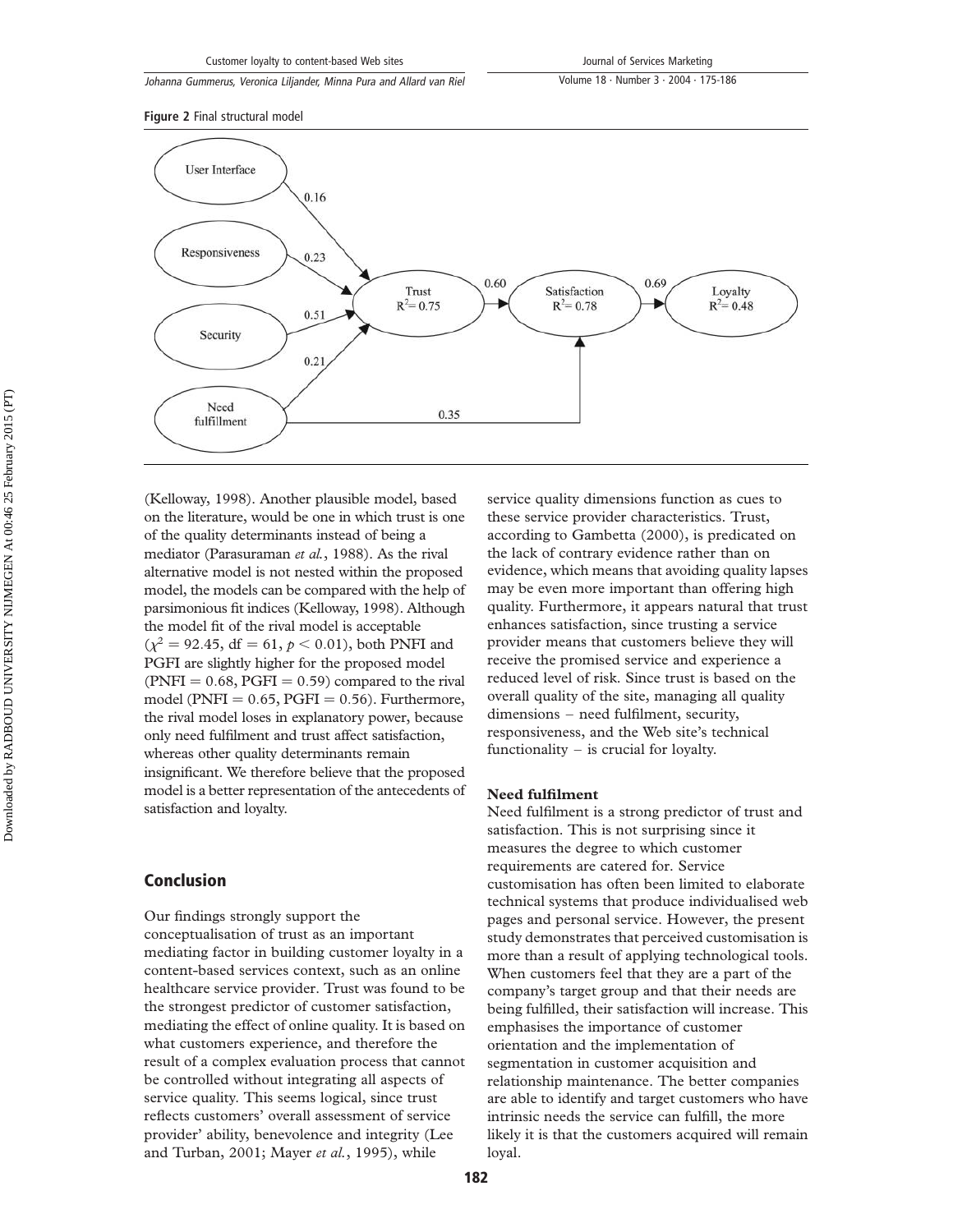**Figure 2** Final structural model

User Interface
Responsiveness
Security
Need fulfillment
Trust $R^2 = 0.75$
Satisfaction $R^2 = 0.78$
Loyalty $R^2 = 0.48$
0.16
0.23
0.51
0.21
0.35
0.60
0.69

(Kelloway, 1998). Another plausible model, based on the literature, would be one in which trust is one of the quality determinants instead of being a mediator (Parasuraman *et al.*, 1988). As the rival alternative model is not nested within the proposed model, the models can be compared with the help of parsimonious fit indices (Kelloway, 1998). Although the model fit of the rival model is acceptable ($\chi^2 = 92.45$, df $= 61$, $p < 0.01$), both PNFI and PGFI are slightly higher for the proposed model (PNFI $= 0.68$, PGFI $= 0.59$) compared to the rival model (PNFI $= 0.65$, PGFI $= 0.56$). Furthermore, the rival model loses in explanatory power, because only need fulfilment and trust affect satisfaction, whereas other quality determinants remain insignificant. We therefore believe that the proposed model is a better representation of the antecedents of satisfaction and loyalty.

## Conclusion

Our findings strongly support the conceptualisation of trust as an important mediating factor in building customer loyalty in a content-based services context, such as an online healthcare service provider. Trust was found to be the strongest predictor of customer satisfaction, mediating the effect of online quality. It is based on what customers experience, and therefore the result of a complex evaluation process that cannot be controlled without integrating all aspects of service quality. This seems logical, since trust reflects customers' overall assessment of service provider' ability, benevolence and integrity (Lee and Turban, 2001; Mayer *et al.*, 1995), while service quality dimensions function as cues to these service provider characteristics. Trust, according to Gambetta (2000), is predicated on the lack of contrary evidence rather than on evidence, which means that avoiding quality lapses may be even more important than offering high quality. Furthermore, it appears natural that trust enhances satisfaction, since trusting a service provider means that customers believe they will receive the promised service and experience a reduced level of risk. Since trust is based on the overall quality of the site, managing all quality dimensions – need fulfilment, security, responsiveness, and the Web site's technical functionality – is crucial for loyalty.

### Need fulfilment

Need fulfilment is a strong predictor of trust and satisfaction. This is not surprising since it measures the degree to which customer requirements are catered for. Service customisation has often been limited to elaborate technical systems that produce individualised web pages and personal service. However, the present study demonstrates that perceived customisation is more than a result of applying technological tools. When customers feel that they are a part of the company's target group and that their needs are being fulfilled, their satisfaction will increase. This emphasises the importance of customer orientation and the implementation of segmentation in customer acquisition and relationship maintenance. The better companies are able to identify and target customers who have intrinsic needs the service can fulfill, the more likely it is that the customers acquired will remain loyal.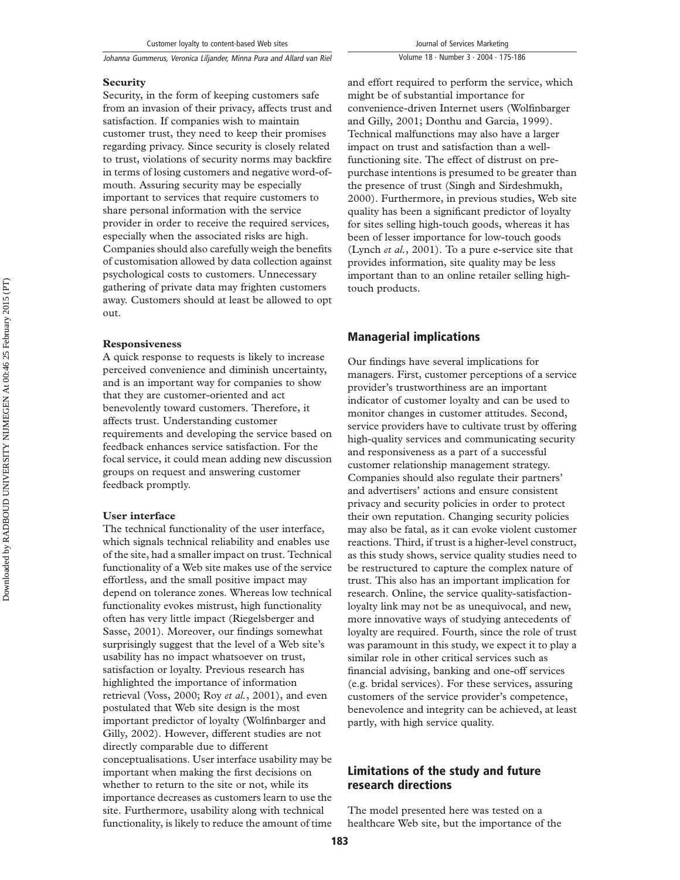**Security**

Security, in the form of keeping customers safe from an invasion of their privacy, affects trust and satisfaction. If companies wish to maintain customer trust, they need to keep their promises regarding privacy. Since security is closely related to trust, violations of security norms may backfire in terms of losing customers and negative word-of-mouth. Assuring security may be especially important to services that require customers to share personal information with the service provider in order to receive the required services, especially when the associated risks are high. Companies should also carefully weigh the benefits of customisation allowed by data collection against psychological costs to customers. Unnecessary gathering of private data may frighten customers away. Customers should at least be allowed to opt out.

**Responsiveness**

A quick response to requests is likely to increase perceived convenience and diminish uncertainty, and is an important way for companies to show that they are customer-oriented and act benevolently toward customers. Therefore, it affects trust. Understanding customer requirements and developing the service based on feedback enhances service satisfaction. For the focal service, it could mean adding new discussion groups on request and answering customer feedback promptly.

**User interface**

The technical functionality of the user interface, which signals technical reliability and enables use of the site, had a smaller impact on trust. Technical functionality of a Web site makes use of the service effortless, and the small positive impact may depend on tolerance zones. Whereas low technical functionality evokes mistrust, high functionality often has very little impact (Riegelsberger and Sasse, 2001). Moreover, our findings somewhat surprisingly suggest that the level of a Web site's usability has no impact whatsoever on trust, satisfaction or loyalty. Previous research has highlighted the importance of information retrieval (Voss, 2000; Roy *et al.*, 2001), and even postulated that Web site design is the most important predictor of loyalty (Wolfinbarger and Gilly, 2002). However, different studies are not directly comparable due to different conceptualisations. User interface usability may be important when making the first decisions on whether to return to the site or not, while its importance decreases as customers learn to use the site. Furthermore, usability along with technical functionality, is likely to reduce the amount of time and effort required to perform the service, which might be of substantial importance for convenience-driven Internet users (Wolfinbarger and Gilly, 2001; Donthu and Garcia, 1999). Technical malfunctions may also have a larger impact on trust and satisfaction than a well-functioning site. The effect of distrust on pre-purchase intentions is presumed to be greater than the presence of trust (Singh and Sirdeshmukh, 2000). Furthermore, in previous studies, Web site quality has been a significant predictor of loyalty for sites selling high-touch goods, whereas it has been of lesser importance for low-touch goods (Lynch *et al.*, 2001). To a pure e-service site that provides information, site quality may be less important than to an online retailer selling high-touch products.

## Managerial implications

Our findings have several implications for managers. First, customer perceptions of a service provider's trustworthiness are an important indicator of customer loyalty and can be used to monitor changes in customer attitudes. Second, service providers have to cultivate trust by offering high-quality services and communicating security and responsiveness as a part of a successful customer relationship management strategy. Companies should also regulate their partners' and advertisers' actions and ensure consistent privacy and security policies in order to protect their own reputation. Changing security policies may also be fatal, as it can evoke violent customer reactions. Third, if trust is a higher-level construct, as this study shows, service quality studies need to be restructured to capture the complex nature of trust. This also has an important implication for research. Online, the service quality-satisfaction-loyalty link may not be as unequivocal, and new, more innovative ways of studying antecedents of loyalty are required. Fourth, since the role of trust was paramount in this study, we expect it to play a similar role in other critical services such as financial advising, banking and one-off services (e.g. bridal services). For these services, assuring customers of the service provider's competence, benevolence and integrity can be achieved, at least partly, with high service quality.

## Limitations of the study and future research directions

The model presented here was tested on a healthcare Web site, but the importance of the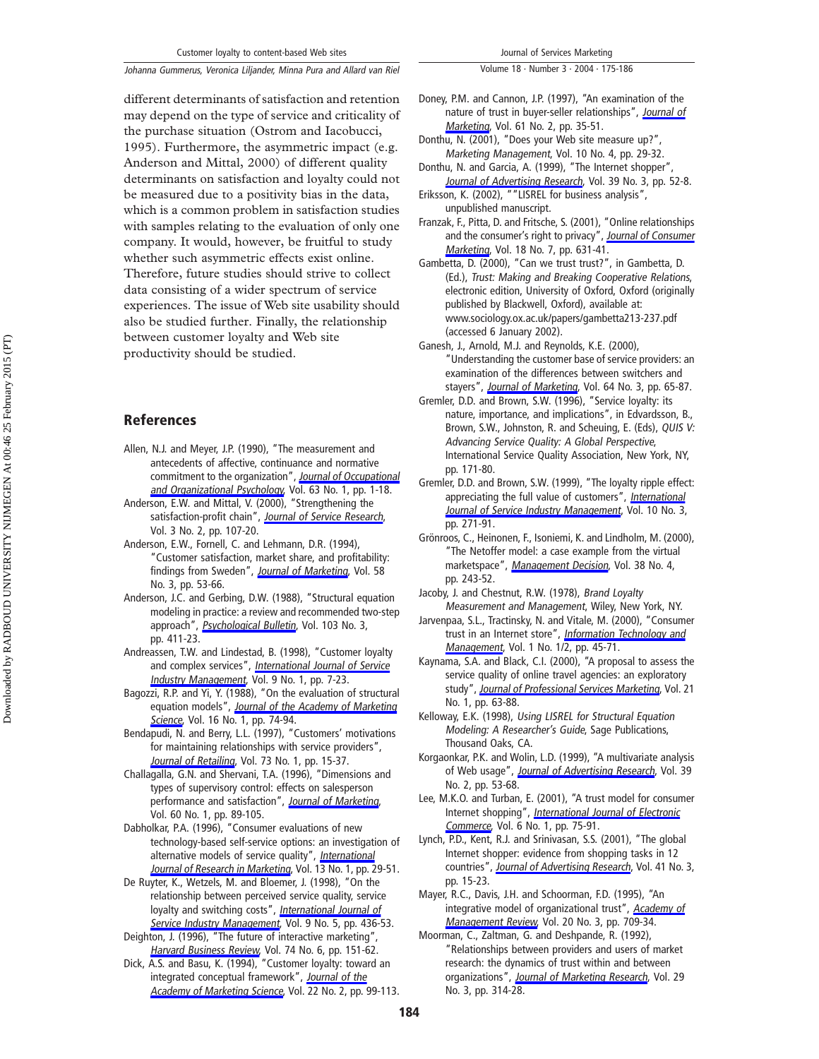different determinants of satisfaction and retention may depend on the type of service and criticality of the purchase situation (Ostrom and Iacobucci, 1995). Furthermore, the asymmetric impact (e.g. Anderson and Mittal, 2000) of different quality determinants on satisfaction and loyalty could not be measured due to a positivity bias in the data, which is a common problem in satisfaction studies with samples relating to the evaluation of only one company. It would, however, be fruitful to study whether such asymmetric effects exist online. Therefore, future studies should strive to collect data consisting of a wider spectrum of service experiences. The issue of Web site usability should also be studied further. Finally, the relationship between customer loyalty and Web site productivity should be studied.

## References

Allen, N.J. and Meyer, J.P. (1990), "The measurement and antecedents of affective, continuance and normative commitment to the organization", *Journal of Occupational and Organizational Psychology*, Vol. 63 No. 1, pp. 1-18.

Anderson, E.W. and Mittal, V. (2000), "Strengthening the satisfaction-profit chain", *Journal of Service Research*, Vol. 3 No. 2, pp. 107-20.

Anderson, E.W., Fornell, C. and Lehmann, D.R. (1994), "Customer satisfaction, market share, and profitability: findings from Sweden", *Journal of Marketing*, Vol. 58 No. 3, pp. 53-66.

Anderson, J.C. and Gerbing, D.W. (1988), "Structural equation modeling in practice: a review and recommended two-step approach", *Psychological Bulletin*, Vol. 103 No. 3, pp. 411-23.

Andreassen, T.W. and Lindestad, B. (1998), "Customer loyalty and complex services", *International Journal of Service Industry Management*, Vol. 9 No. 1, pp. 7-23.

Bagozzi, R.P. and Yi, Y. (1988), "On the evaluation of structural equation models", *Journal of the Academy of Marketing Science*, Vol. 16 No. 1, pp. 74-94.

Bendapudi, N. and Berry, L.L. (1997), "Customers' motivations for maintaining relationships with service providers", *Journal of Retailing*, Vol. 73 No. 1, pp. 15-37.

Challagalla, G.N. and Shervani, T.A. (1996), "Dimensions and types of supervisory control: effects on salesperson performance and satisfaction", *Journal of Marketing*, Vol. 60 No. 1, pp. 89-105.

Dabholkar, P.A. (1996), "Consumer evaluations of new technology-based self-service options: an investigation of alternative models of service quality", *International Journal of Research in Marketing*, Vol. 13 No. 1, pp. 29-51.

De Ruyter, K., Wetzels, M. and Bloemer, J. (1998), "On the relationship between perceived service quality, service loyalty and switching costs", *International Journal of Service Industry Management*, Vol. 9 No. 5, pp. 436-53.

Deighton, J. (1996), "The future of interactive marketing", *Harvard Business Review*, Vol. 74 No. 6, pp. 151-62.

Dick, A.S. and Basu, K. (1994), "Customer loyalty: toward an integrated conceptual framework", *Journal of the Academy of Marketing Science*, Vol. 22 No. 2, pp. 99-113.

Doney, P.M. and Cannon, J.P. (1997), "An examination of the nature of trust in buyer-seller relationships", *Journal of Marketing*, Vol. 61 No. 2, pp. 35-51.

Donthu, N. (2001), "Does your Web site measure up?", *Marketing Management*, Vol. 10 No. 4, pp. 29-32.

Donthu, N. and Garcia, A. (1999), "The Internet shopper", *Journal of Advertising Research*, Vol. 39 No. 3, pp. 52-8.

Eriksson, K. (2002), ""LISREL for business analysis", unpublished manuscript.

Franzak, F., Pitta, D. and Fritsche, S. (2001), "Online relationships and the consumer's right to privacy", *Journal of Consumer Marketing*, Vol. 18 No. 7, pp. 631-41.

Gambetta, D. (2000), "Can we trust trust?", in Gambetta, D. (Ed.), *Trust: Making and Breaking Cooperative Relations*, electronic edition, University of Oxford, Oxford (originally published by Blackwell, Oxford), available at: www.sociology.ox.ac.uk/papers/gambetta213-237.pdf (accessed 6 January 2002).

Ganesh, J., Arnold, M.J. and Reynolds, K.E. (2000), "Understanding the customer base of service providers: an examination of the differences between switchers and stayers", *Journal of Marketing*, Vol. 64 No. 3, pp. 65-87.

Gremler, D.D. and Brown, S.W. (1996), "Service loyalty: its nature, importance, and implications", in Edvardsson, B., Brown, S.W., Johnston, R. and Scheuing, E. (Eds), *QUIS V: Advancing Service Quality: A Global Perspective*, International Service Quality Association, New York, NY, pp. 171-80.

Gremler, D.D. and Brown, S.W. (1999), "The loyalty ripple effect: appreciating the full value of customers", *International Journal of Service Industry Management*, Vol. 10 No. 3, pp. 271-91.

Grönroos, C., Heinonen, F., Isoniemi, K. and Lindholm, M. (2000), "The Netoffer model: a case example from the virtual marketspace", *Management Decision*, Vol. 38 No. 4, pp. 243-52.

Jacoby, J. and Chestnut, R.W. (1978), *Brand Loyalty Measurement and Management*, Wiley, New York, NY.

Jarvenpaa, S.L., Tractinsky, N. and Vitale, M. (2000), "Consumer trust in an Internet store", *Information Technology and Management*, Vol. 1 No. 1/2, pp. 45-71.

Kaynama, S.A. and Black, C.I. (2000), "A proposal to assess the service quality of online travel agencies: an exploratory study", *Journal of Professional Services Marketing*, Vol. 21 No. 1, pp. 63-88.

Kelloway, E.K. (1998), *Using LISREL for Structural Equation Modeling: A Researcher's Guide*, Sage Publications, Thousand Oaks, CA.

Korgaonkar, P.K. and Wolin, L.D. (1999), "A multivariate analysis of Web usage", *Journal of Advertising Research*, Vol. 39 No. 2, pp. 53-68.

Lee, M.K.O. and Turban, E. (2001), "A trust model for consumer Internet shopping", *International Journal of Electronic Commerce*, Vol. 6 No. 1, pp. 75-91.

Lynch, P.D., Kent, R.J. and Srinivasan, S.S. (2001), "The global Internet shopper: evidence from shopping tasks in 12 countries", *Journal of Advertising Research*, Vol. 41 No. 3, pp. 15-23.

Mayer, R.C., Davis, J.H. and Schoorman, F.D. (1995), "An integrative model of organizational trust", *Academy of Management Review*, Vol. 20 No. 3, pp. 709-34.

Moorman, C., Zaltman, G. and Deshpande, R. (1992), "Relationships between providers and users of market research: the dynamics of trust within and between organizations", *Journal of Marketing Research*, Vol. 29 No. 3, pp. 314-28.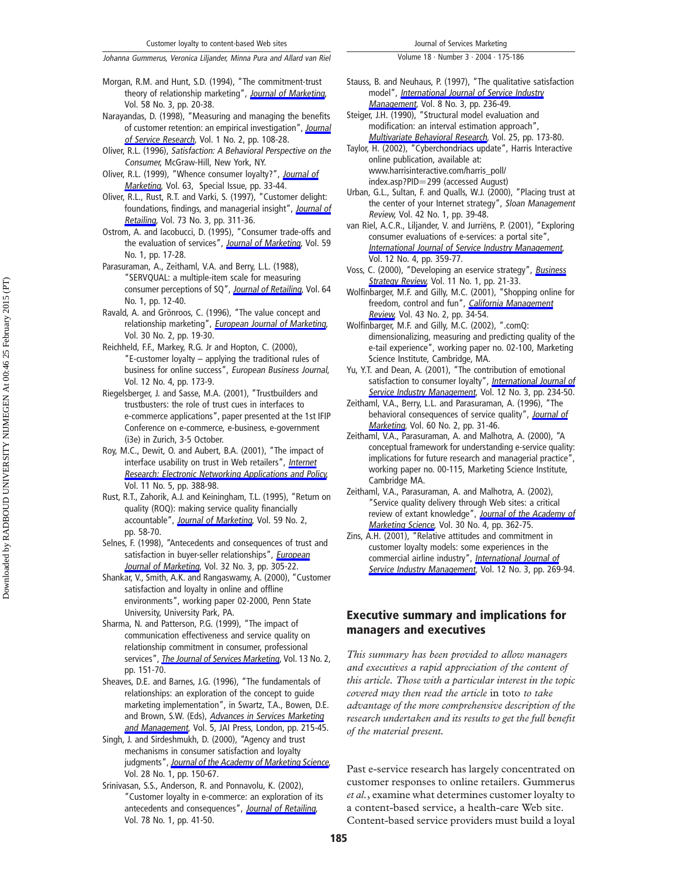Morgan, R.M. and Hunt, S.D. (1994), "The commitment-trust theory of relationship marketing", *Journal of Marketing*, Vol. 58 No. 3, pp. 20-38.

Narayandas, D. (1998), "Measuring and managing the benefits of customer retention: an empirical investigation", *Journal of Service Research*, Vol. 1 No. 2, pp. 108-28.

Oliver, R.L. (1996), *Satisfaction: A Behavioral Perspective on the Consumer*, McGraw-Hill, New York, NY.

Oliver, R.L. (1999), "Whence consumer loyalty?", *Journal of Marketing*, Vol. 63, Special Issue, pp. 33-44.

Oliver, R.L., Rust, R.T. and Varki, S. (1997), "Customer delight: foundations, findings, and managerial insight", *Journal of Retailing*, Vol. 73 No. 3, pp. 311-36.

Ostrom, A. and Iacobucci, D. (1995), "Consumer trade-offs and the evaluation of services", *Journal of Marketing*, Vol. 59 No. 1, pp. 17-28.

Parasuraman, A., Zeithaml, V.A. and Berry, L.L. (1988), "SERVQUAL: a multiple-item scale for measuring consumer perceptions of SQ", *Journal of Retailing*, Vol. 64 No. 1, pp. 12-40.

Ravald, A. and Grönroos, C. (1996), "The value concept and relationship marketing", *European Journal of Marketing*, Vol. 30 No. 2, pp. 19-30.

Reichheld, F.F., Markey, R.G. Jr and Hopton, C. (2000), "E-customer loyalty – applying the traditional rules of business for online success", *European Business Journal*, Vol. 12 No. 4, pp. 173-9.

Riegelsberger, J. and Sasse, M.A. (2001), "Trustbuilders and trustbusters: the role of trust cues in interfaces to e-commerce applications", paper presented at the 1st IFIP Conference on e-commerce, e-business, e-government (i3e) in Zurich, 3-5 October.

Roy, M.C., Dewit, O. and Aubert, B.A. (2001), "The impact of interface usability on trust in Web retailers", *Internet Research: Electronic Networking Applications and Policy*, Vol. 11 No. 5, pp. 388-98.

Rust, R.T., Zahorik, A.J. and Keiningham, T.L. (1995), "Return on quality (ROQ): making service quality financially accountable", *Journal of Marketing*, Vol. 59 No. 2, pp. 58-70.

Selnes, F. (1998), "Antecedents and consequences of trust and satisfaction in buyer-seller relationships", *European Journal of Marketing*, Vol. 32 No. 3, pp. 305-22.

Shankar, V., Smith, A.K. and Rangaswamy, A. (2000), "Customer satisfaction and loyalty in online and offline environments", working paper 02-2000, Penn State University, University Park, PA.

Sharma, N. and Patterson, P.G. (1999), "The impact of communication effectiveness and service quality on relationship commitment in consumer, professional services", *The Journal of Services Marketing*, Vol. 13 No. 2, pp. 151-70.

Sheaves, D.E. and Barnes, J.G. (1996), "The fundamentals of relationships: an exploration of the concept to guide marketing implementation", in Swartz, T.A., Bowen, D.E. and Brown, S.W. (Eds), *Advances in Services Marketing and Management*, Vol. 5, JAI Press, London, pp. 215-45.

Singh, J. and Sirdeshmukh, D. (2000), "Agency and trust mechanisms in consumer satisfaction and loyalty judgments", *Journal of the Academy of Marketing Science*, Vol. 28 No. 1, pp. 150-67.

Srinivasan, S.S., Anderson, R. and Ponnavolu, K. (2002), "Customer loyalty in e-commerce: an exploration of its antecedents and consequences", *Journal of Retailing*, Vol. 78 No. 1, pp. 41-50.

Stauss, B. and Neuhaus, P. (1997), "The qualitative satisfaction model", *International Journal of Service Industry Management*, Vol. 8 No. 3, pp. 236-49.

Steiger, J.H. (1990), "Structural model evaluation and modification: an interval estimation approach", *Multivariate Behavioral Research*, Vol. 25, pp. 173-80.

Taylor, H. (2002), "Cyberchondriacs update", Harris Interactive online publication, available at: www.harrisinteractive.com/harris_poll/index.asp?PID=299 (accessed August)

Urban, G.L., Sultan, F. and Qualls, W.J. (2000), "Placing trust at the center of your Internet strategy", *Sloan Management Review*, Vol. 42 No. 1, pp. 39-48.

van Riel, A.C.R., Liljander, V. and Jurriëns, P. (2001), "Exploring consumer evaluations of e-services: a portal site", *International Journal of Service Industry Management*, Vol. 12 No. 4, pp. 359-77.

Voss, C. (2000), "Developing an eservice strategy", *Business Strategy Review*, Vol. 11 No. 1, pp. 21-33.

Wolfinbarger, M.F. and Gilly, M.C. (2001), "Shopping online for freedom, control and fun", *California Management Review*, Vol. 43 No. 2, pp. 34-54.

Wolfinbarger, M.F. and Gilly, M.C. (2002), ".comQ: dimensionalizing, measuring and predicting quality of the e-tail experience", working paper no. 02-100, Marketing Science Institute, Cambridge, MA.

Yu, Y.T. and Dean, A. (2001), "The contribution of emotional satisfaction to consumer loyalty", *International Journal of Service Industry Management*, Vol. 12 No. 3, pp. 234-50.

Zeithaml, V.A., Berry, L.L. and Parasuraman, A. (1996), "The behavioral consequences of service quality", *Journal of Marketing*, Vol. 60 No. 2, pp. 31-46.

Zeithaml, V.A., Parasuraman, A. and Malhotra, A. (2000), "A conceptual framework for understanding e-service quality: implications for future research and managerial practice", working paper no. 00-115, Marketing Science Institute, Cambridge MA.

Zeithaml, V.A., Parasuraman, A. and Malhotra, A. (2002), "Service quality delivery through Web sites: a critical review of extant knowledge", *Journal of the Academy of Marketing Science*, Vol. 30 No. 4, pp. 362-75.

Zins, A.H. (2001), "Relative attitudes and commitment in customer loyalty models: some experiences in the commercial airline industry", *International Journal of Service Industry Management*, Vol. 12 No. 3, pp. 269-94.

## Executive summary and implications for managers and executives

*This summary has been provided to allow managers and executives a rapid appreciation of the content of this article. Those with a particular interest in the topic covered may then read the article* in toto *to take advantage of the more comprehensive description of the research undertaken and its results to get the full benefit of the material present.*

Past e-service research has largely concentrated on customer responses to online retailers. Gummerus *et al.*, examine what determines customer loyalty to a content-based service, a health-care Web site. Content-based service providers must build a loyal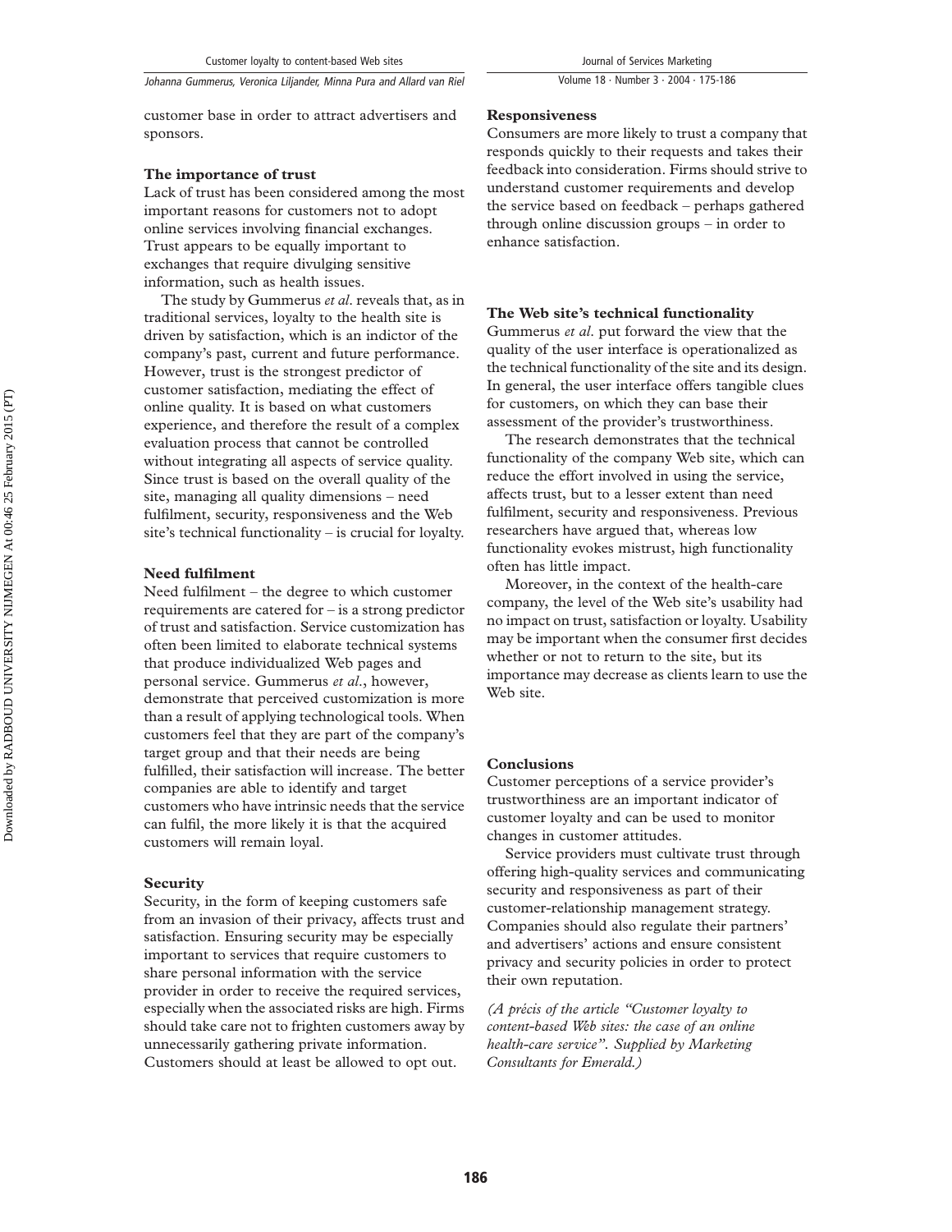customer base in order to attract advertisers and sponsors.

### The importance of trust

Lack of trust has been considered among the most important reasons for customers not to adopt online services involving financial exchanges. Trust appears to be equally important to exchanges that require divulging sensitive information, such as health issues.

The study by Gummerus *et al*. reveals that, as in traditional services, loyalty to the health site is driven by satisfaction, which is an indictor of the company's past, current and future performance. However, trust is the strongest predictor of customer satisfaction, mediating the effect of online quality. It is based on what customers experience, and therefore the result of a complex evaluation process that cannot be controlled without integrating all aspects of service quality. Since trust is based on the overall quality of the site, managing all quality dimensions – need fulfilment, security, responsiveness and the Web site's technical functionality – is crucial for loyalty.

### Need fulfilment

Need fulfilment – the degree to which customer requirements are catered for – is a strong predictor of trust and satisfaction. Service customization has often been limited to elaborate technical systems that produce individualized Web pages and personal service. Gummerus *et al*., however, demonstrate that perceived customization is more than a result of applying technological tools. When customers feel that they are part of the company's target group and that their needs are being fulfilled, their satisfaction will increase. The better companies are able to identify and target customers who have intrinsic needs that the service can fulfil, the more likely it is that the acquired customers will remain loyal.

### Security

Security, in the form of keeping customers safe from an invasion of their privacy, affects trust and satisfaction. Ensuring security may be especially important to services that require customers to share personal information with the service provider in order to receive the required services, especially when the associated risks are high. Firms should take care not to frighten customers away by unnecessarily gathering private information. Customers should at least be allowed to opt out.

### Responsiveness

Consumers are more likely to trust a company that responds quickly to their requests and takes their feedback into consideration. Firms should strive to understand customer requirements and develop the service based on feedback – perhaps gathered through online discussion groups – in order to enhance satisfaction.

### The Web site's technical functionality

Gummerus *et al*. put forward the view that the quality of the user interface is operationalized as the technical functionality of the site and its design. In general, the user interface offers tangible clues for customers, on which they can base their assessment of the provider's trustworthiness.

The research demonstrates that the technical functionality of the company Web site, which can reduce the effort involved in using the service, affects trust, but to a lesser extent than need fulfilment, security and responsiveness. Previous researchers have argued that, whereas low functionality evokes mistrust, high functionality often has little impact.

Moreover, in the context of the health-care company, the level of the Web site's usability had no impact on trust, satisfaction or loyalty. Usability may be important when the consumer first decides whether or not to return to the site, but its importance may decrease as clients learn to use the Web site.

### Conclusions

Customer perceptions of a service provider's trustworthiness are an important indicator of customer loyalty and can be used to monitor changes in customer attitudes.

Service providers must cultivate trust through offering high-quality services and communicating security and responsiveness as part of their customer-relationship management strategy. Companies should also regulate their partners' and advertisers' actions and ensure consistent privacy and security policies in order to protect their own reputation.

*(A précis of the article "Customer loyalty to content-based Web sites: the case of an online health-care service". Supplied by Marketing Consultants for Emerald.)*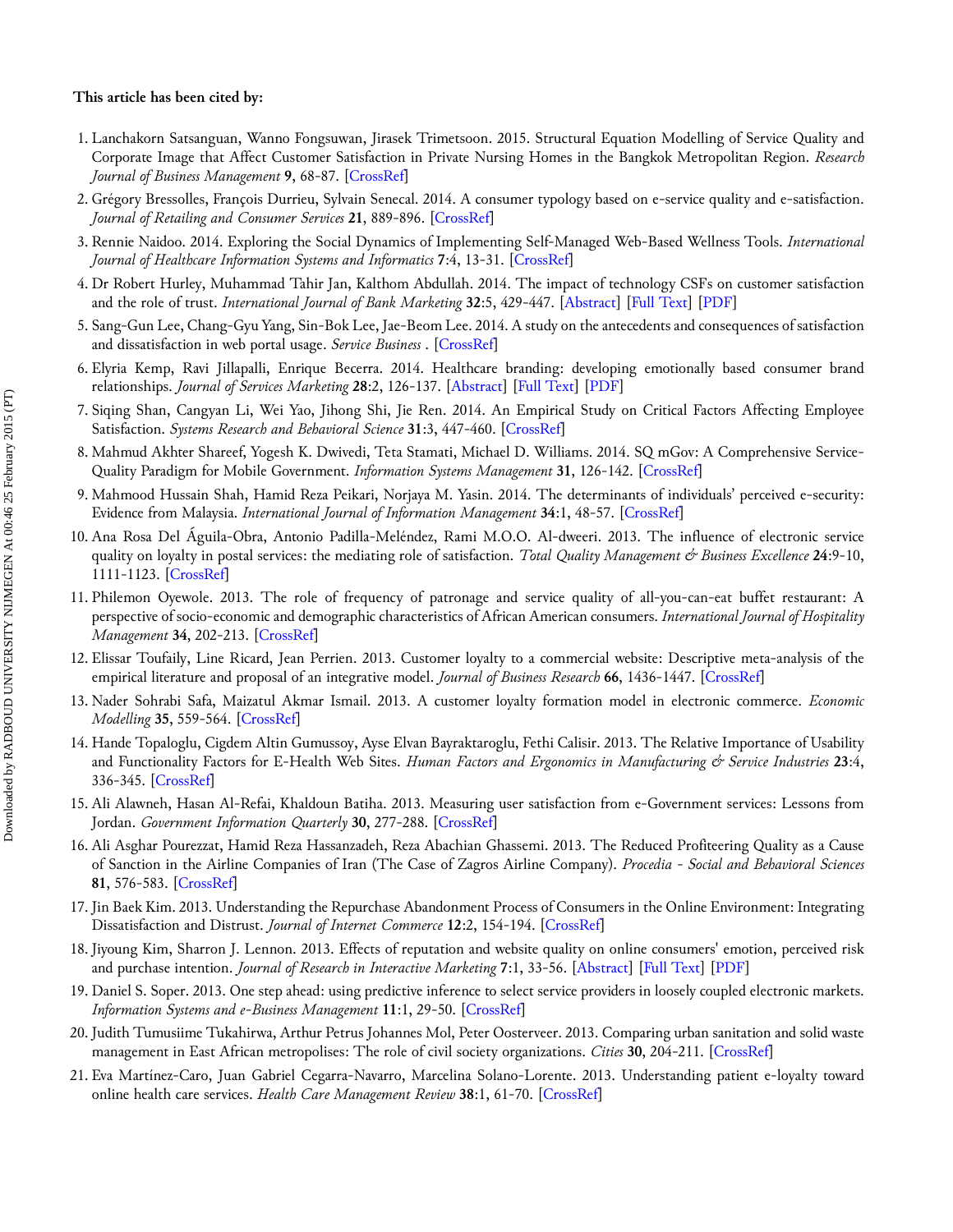**This article has been cited by:**

1. Lanchakorn Satsanguan, Wanno Fongsuwan, Jirasek Trimetsoon. 2015. Structural Equation Modelling of Service Quality and Corporate Image that Affect Customer Satisfaction in Private Nursing Homes in the Bangkok Metropolitan Region. *Research Journal of Business Management* **9**, 68-87. [CrossRef]
2. Grégory Bressolles, François Durrieu, Sylvain Senecal. 2014. A consumer typology based on e-service quality and e-satisfaction. *Journal of Retailing and Consumer Services* **21**, 889-896. [CrossRef]
3. Rennie Naidoo. 2014. Exploring the Social Dynamics of Implementing Self-Managed Web-Based Wellness Tools. *International Journal of Healthcare Information Systems and Informatics* **7**:4, 13-31. [CrossRef]
4. Dr Robert Hurley, Muhammad Tahir Jan, Kalthom Abdullah. 2014. The impact of technology CSFs on customer satisfaction and the role of trust. *International Journal of Bank Marketing* **32**:5, 429-447. [Abstract] [Full Text] [PDF]
5. Sang-Gun Lee, Chang-Gyu Yang, Sin-Bok Lee, Jae-Beom Lee. 2014. A study on the antecedents and consequences of satisfaction and dissatisfaction in web portal usage. *Service Business* . [CrossRef]
6. Elyria Kemp, Ravi Jillapalli, Enrique Becerra. 2014. Healthcare branding: developing emotionally based consumer brand relationships. *Journal of Services Marketing* **28**:2, 126-137. [Abstract] [Full Text] [PDF]
7. Siqing Shan, Cangyan Li, Wei Yao, Jihong Shi, Jie Ren. 2014. An Empirical Study on Critical Factors Affecting Employee Satisfaction. *Systems Research and Behavioral Science* **31**:3, 447-460. [CrossRef]
8. Mahmud Akhter Shareef, Yogesh K. Dwivedi, Teta Stamati, Michael D. Williams. 2014. SQ mGov: A Comprehensive Service-Quality Paradigm for Mobile Government. *Information Systems Management* **31**, 126-142. [CrossRef]
9. Mahmood Hussain Shah, Hamid Reza Peikari, Norjaya M. Yasin. 2014. The determinants of individuals' perceived e-security: Evidence from Malaysia. *International Journal of Information Management* **34**:1, 48-57. [CrossRef]
10. Ana Rosa Del Águila-Obra, Antonio Padilla-Meléndez, Rami M.O.O. Al-dweeri. 2013. The influence of electronic service quality on loyalty in postal services: the mediating role of satisfaction. *Total Quality Management & Business Excellence* **24**:9-10, 1111-1123. [CrossRef]
11. Philemon Oyewole. 2013. The role of frequency of patronage and service quality of all-you-can-eat buffet restaurant: A perspective of socio-economic and demographic characteristics of African American consumers. *International Journal of Hospitality Management* **34**, 202-213. [CrossRef]
12. Elissar Toufaily, Line Ricard, Jean Perrien. 2013. Customer loyalty to a commercial website: Descriptive meta-analysis of the empirical literature and proposal of an integrative model. *Journal of Business Research* **66**, 1436-1447. [CrossRef]
13. Nader Sohrabi Safa, Maizatul Akmar Ismail. 2013. A customer loyalty formation model in electronic commerce. *Economic Modelling* **35**, 559-564. [CrossRef]
14. Hande Topaloglu, Cigdem Altin Gumussoy, Ayse Elvan Bayraktaroglu, Fethi Calisir. 2013. The Relative Importance of Usability and Functionality Factors for E-Health Web Sites. *Human Factors and Ergonomics in Manufacturing & Service Industries* **23**:4, 336-345. [CrossRef]
15. Ali Alawneh, Hasan Al-Refai, Khaldoun Batiha. 2013. Measuring user satisfaction from e-Government services: Lessons from Jordan. *Government Information Quarterly* **30**, 277-288. [CrossRef]
16. Ali Asghar Pourezzat, Hamid Reza Hassanzadeh, Reza Abachian Ghassemi. 2013. The Reduced Profiteering Quality as a Cause of Sanction in the Airline Companies of Iran (The Case of Zagros Airline Company). *Procedia - Social and Behavioral Sciences* **81**, 576-583. [CrossRef]
17. Jin Baek Kim. 2013. Understanding the Repurchase Abandonment Process of Consumers in the Online Environment: Integrating Dissatisfaction and Distrust. *Journal of Internet Commerce* **12**:2, 154-194. [CrossRef]
18. Jiyoung Kim, Sharron J. Lennon. 2013. Effects of reputation and website quality on online consumers' emotion, perceived risk and purchase intention. *Journal of Research in Interactive Marketing* **7**:1, 33-56. [Abstract] [Full Text] [PDF]
19. Daniel S. Soper. 2013. One step ahead: using predictive inference to select service providers in loosely coupled electronic markets. *Information Systems and e-Business Management* **11**:1, 29-50. [CrossRef]
20. Judith Tumusiime Tukahirwa, Arthur Petrus Johannes Mol, Peter Oosterveer. 2013. Comparing urban sanitation and solid waste management in East African metropolises: The role of civil society organizations. *Cities* **30**, 204-211. [CrossRef]
21. Eva Martínez-Caro, Juan Gabriel Cegarra-Navarro, Marcelina Solano-Lorente. 2013. Understanding patient e-loyalty toward online health care services. *Health Care Management Review* **38**:1, 61-70. [CrossRef]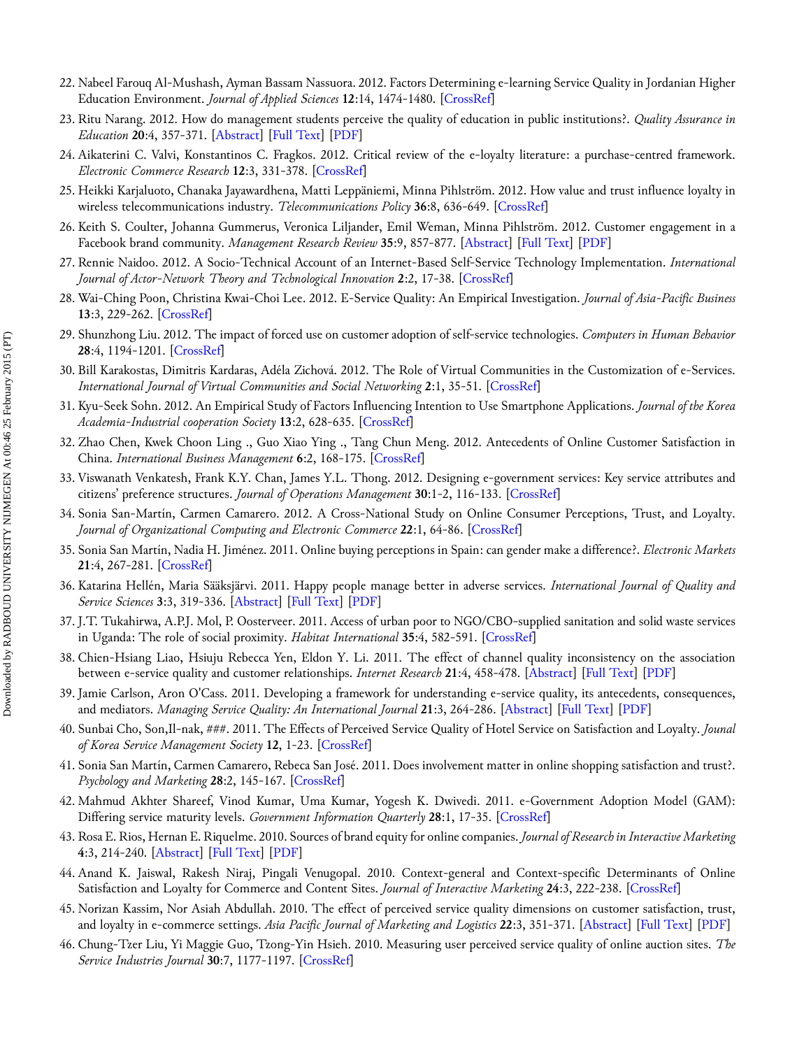22. Nabeel Farouq Al-Mushash, Ayman Bassam Nassuora. 2012. Factors Determining e-learning Service Quality in Jordanian Higher Education Environment. *Journal of Applied Sciences* **12**:14, 1474-1480. [CrossRef]
23. Ritu Narang. 2012. How do management students perceive the quality of education in public institutions?. *Quality Assurance in Education* **20**:4, 357-371. [Abstract] [Full Text] [PDF]
24. Aikaterini C. Valvi, Konstantinos C. Fragkos. 2012. Critical review of the e-loyalty literature: a purchase-centred framework. *Electronic Commerce Research* **12**:3, 331-378. [CrossRef]
25. Heikki Karjaluoto, Chanaka Jayawardhena, Matti Leppäniemi, Minna Pihlström. 2012. How value and trust influence loyalty in wireless telecommunications industry. *Telecommunications Policy* **36**:8, 636-649. [CrossRef]
26. Keith S. Coulter, Johanna Gummerus, Veronica Liljander, Emil Weman, Minna Pihlström. 2012. Customer engagement in a Facebook brand community. *Management Research Review* **35**:9, 857-877. [Abstract] [Full Text] [PDF]
27. Rennie Naidoo. 2012. A Socio-Technical Account of an Internet-Based Self-Service Technology Implementation. *International Journal of Actor-Network Theory and Technological Innovation* **2**:2, 17-38. [CrossRef]
28. Wai-Ching Poon, Christina Kwai-Choi Lee. 2012. E-Service Quality: An Empirical Investigation. *Journal of Asia-Pacific Business* **13**:3, 229-262. [CrossRef]
29. Shunzhong Liu. 2012. The impact of forced use on customer adoption of self-service technologies. *Computers in Human Behavior* **28**:4, 1194-1201. [CrossRef]
30. Bill Karakostas, Dimitris Kardaras, Adéla Zichová. 2012. The Role of Virtual Communities in the Customization of e-Services. *International Journal of Virtual Communities and Social Networking* **2**:1, 35-51. [CrossRef]
31. Kyu-Seek Sohn. 2012. An Empirical Study of Factors Influencing Intention to Use Smartphone Applications. *Journal of the Korea Academia-Industrial cooperation Society* **13**:2, 628-635. [CrossRef]
32. Zhao Chen, Kwek Choon Ling ., Guo Xiao Ying ., Tang Chun Meng. 2012. Antecedents of Online Customer Satisfaction in China. *International Business Management* **6**:2, 168-175. [CrossRef]
33. Viswanath Venkatesh, Frank K.Y. Chan, James Y.L. Thong. 2012. Designing e-government services: Key service attributes and citizens' preference structures. *Journal of Operations Management* **30**:1-2, 116-133. [CrossRef]
34. Sonia San-Martín, Carmen Camarero. 2012. A Cross-National Study on Online Consumer Perceptions, Trust, and Loyalty. *Journal of Organizational Computing and Electronic Commerce* **22**:1, 64-86. [CrossRef]
35. Sonia San Martín, Nadia H. Jiménez. 2011. Online buying perceptions in Spain: can gender make a difference?. *Electronic Markets* **21**:4, 267-281. [CrossRef]
36. Katarina Hellén, Maria Sääksjärvi. 2011. Happy people manage better in adverse services. *International Journal of Quality and Service Sciences* **3**:3, 319-336. [Abstract] [Full Text] [PDF]
37. J.T. Tukahirwa, A.P.J. Mol, P. Oosterveer. 2011. Access of urban poor to NGO/CBO-supplied sanitation and solid waste services in Uganda: The role of social proximity. *Habitat International* **35**:4, 582-591. [CrossRef]
38. Chien-Hsiang Liao, Hsiuju Rebecca Yen, Eldon Y. Li. 2011. The effect of channel quality inconsistency on the association between e-service quality and customer relationships. *Internet Research* **21**:4, 458-478. [Abstract] [Full Text] [PDF]
39. Jamie Carlson, Aron O'Cass. 2011. Developing a framework for understanding e-service quality, its antecedents, consequences, and mediators. *Managing Service Quality: An International Journal* **21**:3, 264-286. [Abstract] [Full Text] [PDF]
40. Sunbai Cho, Son,Il-nak, ###. 2011. The Effects of Perceived Service Quality of Hotel Service on Satisfaction and Loyalty. *Jounal of Korea Service Management Society* **12**, 1-23. [CrossRef]
41. Sonia San Martín, Carmen Camarero, Rebeca San José. 2011. Does involvement matter in online shopping satisfaction and trust?. *Psychology and Marketing* **28**:2, 145-167. [CrossRef]
42. Mahmud Akhter Shareef, Vinod Kumar, Uma Kumar, Yogesh K. Dwivedi. 2011. e-Government Adoption Model (GAM): Differing service maturity levels. *Government Information Quarterly* **28**:1, 17-35. [CrossRef]
43. Rosa E. Rios, Hernan E. Riquelme. 2010. Sources of brand equity for online companies. *Journal of Research in Interactive Marketing* **4**:3, 214-240. [Abstract] [Full Text] [PDF]
44. Anand K. Jaiswal, Rakesh Niraj, Pingali Venugopal. 2010. Context-general and Context-specific Determinants of Online Satisfaction and Loyalty for Commerce and Content Sites. *Journal of Interactive Marketing* **24**:3, 222-238. [CrossRef]
45. Norizan Kassim, Nor Asiah Abdullah. 2010. The effect of perceived service quality dimensions on customer satisfaction, trust, and loyalty in e-commerce settings. *Asia Pacific Journal of Marketing and Logistics* **22**:3, 351-371. [Abstract] [Full Text] [PDF]
46. Chung-Tzer Liu, Yi Maggie Guo, Tzong-Yin Hsieh. 2010. Measuring user perceived service quality of online auction sites. *The Service Industries Journal* **30**:7, 1177-1197. [CrossRef]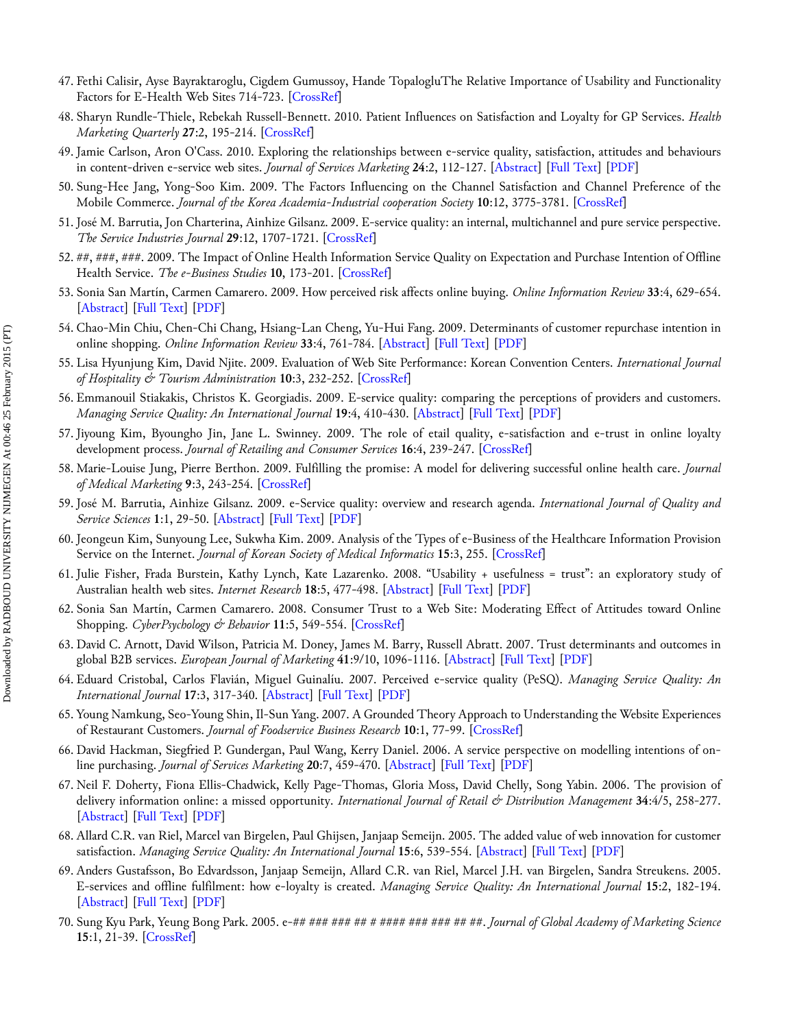47. Fethi Calisir, Ayse Bayraktaroglu, Cigdem Gumussoy, Hande TopalogluThe Relative Importance of Usability and Functionality Factors for E-Health Web Sites 714-723. [CrossRef]
48. Sharyn Rundle-Thiele, Rebekah Russell-Bennett. 2010. Patient Influences on Satisfaction and Loyalty for GP Services. *Health Marketing Quarterly* **27**:2, 195-214. [CrossRef]
49. Jamie Carlson, Aron O'Cass. 2010. Exploring the relationships between e-service quality, satisfaction, attitudes and behaviours in content-driven e-service web sites. *Journal of Services Marketing* **24**:2, 112-127. [Abstract] [Full Text] [PDF]
50. Sung-Hee Jang, Yong-Soo Kim. 2009. The Factors Influencing on the Channel Satisfaction and Channel Preference of the Mobile Commerce. *Journal of the Korea Academia-Industrial cooperation Society* **10**:12, 3775-3781. [CrossRef]
51. José M. Barrutia, Jon Charterina, Ainhize Gilsanz. 2009. E-service quality: an internal, multichannel and pure service perspective. *The Service Industries Journal* **29**:12, 1707-1721. [CrossRef]
52. ##, ###, ###. 2009. The Impact of Online Health Information Service Quality on Expectation and Purchase Intention of Offline Health Service. *The e-Business Studies* **10**, 173-201. [CrossRef]
53. Sonia San Martín, Carmen Camarero. 2009. How perceived risk affects online buying. *Online Information Review* **33**:4, 629-654. [Abstract] [Full Text] [PDF]
54. Chao-Min Chiu, Chen-Chi Chang, Hsiang-Lan Cheng, Yu-Hui Fang. 2009. Determinants of customer repurchase intention in online shopping. *Online Information Review* **33**:4, 761-784. [Abstract] [Full Text] [PDF]
55. Lisa Hyunjung Kim, David Njite. 2009. Evaluation of Web Site Performance: Korean Convention Centers. *International Journal of Hospitality & Tourism Administration* **10**:3, 232-252. [CrossRef]
56. Emmanouil Stiakakis, Christos K. Georgiadis. 2009. E-service quality: comparing the perceptions of providers and customers. *Managing Service Quality: An International Journal* **19**:4, 410-430. [Abstract] [Full Text] [PDF]
57. Jiyoung Kim, Byoungho Jin, Jane L. Swinney. 2009. The role of etail quality, e-satisfaction and e-trust in online loyalty development process. *Journal of Retailing and Consumer Services* **16**:4, 239-247. [CrossRef]
58. Marie-Louise Jung, Pierre Berthon. 2009. Fulfilling the promise: A model for delivering successful online health care. *Journal of Medical Marketing* **9**:3, 243-254. [CrossRef]
59. José M. Barrutia, Ainhize Gilsanz. 2009. e-Service quality: overview and research agenda. *International Journal of Quality and Service Sciences* **1**:1, 29-50. [Abstract] [Full Text] [PDF]
60. Jeongeun Kim, Sunyoung Lee, Sukwha Kim. 2009. Analysis of the Types of e-Business of the Healthcare Information Provision Service on the Internet. *Journal of Korean Society of Medical Informatics* **15**:3, 255. [CrossRef]
61. Julie Fisher, Frada Burstein, Kathy Lynch, Kate Lazarenko. 2008. "Usability + usefulness = trust": an exploratory study of Australian health web sites. *Internet Research* **18**:5, 477-498. [Abstract] [Full Text] [PDF]
62. Sonia San Martín, Carmen Camarero. 2008. Consumer Trust to a Web Site: Moderating Effect of Attitudes toward Online Shopping. *CyberPsychology & Behavior* **11**:5, 549-554. [CrossRef]
63. David C. Arnott, David Wilson, Patricia M. Doney, James M. Barry, Russell Abratt. 2007. Trust determinants and outcomes in global B2B services. *European Journal of Marketing* **41**:9/10, 1096-1116. [Abstract] [Full Text] [PDF]
64. Eduard Cristobal, Carlos Flavián, Miguel Guinalíu. 2007. Perceived e-service quality (PeSQ). *Managing Service Quality: An International Journal* **17**:3, 317-340. [Abstract] [Full Text] [PDF]
65. Young Namkung, Seo-Young Shin, Il-Sun Yang. 2007. A Grounded Theory Approach to Understanding the Website Experiences of Restaurant Customers. *Journal of Foodservice Business Research* **10**:1, 77-99. [CrossRef]
66. David Hackman, Siegfried P. Gundergan, Paul Wang, Kerry Daniel. 2006. A service perspective on modelling intentions of on-line purchasing. *Journal of Services Marketing* **20**:7, 459-470. [Abstract] [Full Text] [PDF]
67. Neil F. Doherty, Fiona Ellis-Chadwick, Kelly Page-Thomas, Gloria Moss, David Chelly, Song Yabin. 2006. The provision of delivery information online: a missed opportunity. *International Journal of Retail & Distribution Management* **34**:4/5, 258-277. [Abstract] [Full Text] [PDF]
68. Allard C.R. van Riel, Marcel van Birgelen, Paul Ghijsen, Janjaap Semeijn. 2005. The added value of web innovation for customer satisfaction. *Managing Service Quality: An International Journal* **15**:6, 539-554. [Abstract] [Full Text] [PDF]
69. Anders Gustafsson, Bo Edvardsson, Janjaap Semeijn, Allard C.R. van Riel, Marcel J.H. van Birgelen, Sandra Streukens. 2005. E-services and offline fulfilment: how e-loyalty is created. *Managing Service Quality: An International Journal* **15**:2, 182-194. [Abstract] [Full Text] [PDF]
70. Sung Kyu Park, Yeung Bong Park. 2005. e-## ### ### ## # #### ### ### ## ##. *Journal of Global Academy of Marketing Science* **15**:1, 21-39. [CrossRef]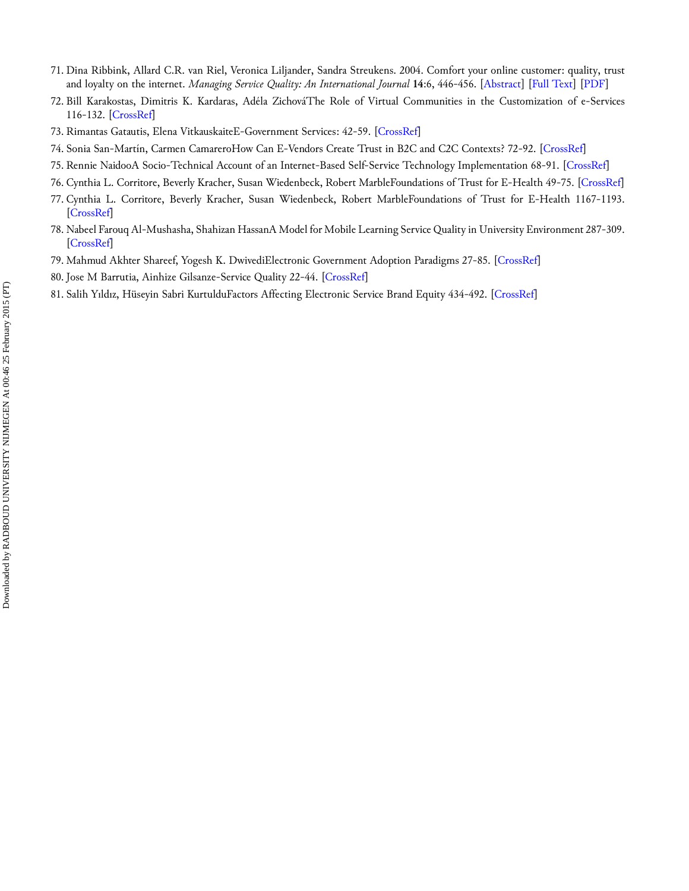71. Dina Ribbink, Allard C.R. van Riel, Veronica Liljander, Sandra Streukens. 2004. Comfort your online customer: quality, trust and loyalty on the internet. *Managing Service Quality: An International Journal* **14**:6, 446-456. [Abstract] [Full Text] [PDF]
72. Bill Karakostas, Dimitris K. Kardaras, Adéla ZichováThe Role of Virtual Communities in the Customization of e-Services 116-132. [CrossRef]
73. Rimantas Gatautis, Elena VitkauskaiteE-Government Services: 42-59. [CrossRef]
74. Sonia San-Martín, Carmen CamareroHow Can E-Vendors Create Trust in B2C and C2C Contexts? 72-92. [CrossRef]
75. Rennie NaidooA Socio-Technical Account of an Internet-Based Self-Service Technology Implementation 68-91. [CrossRef]
76. Cynthia L. Corritore, Beverly Kracher, Susan Wiedenbeck, Robert MarbleFoundations of Trust for E-Health 49-75. [CrossRef]
77. Cynthia L. Corritore, Beverly Kracher, Susan Wiedenbeck, Robert MarbleFoundations of Trust for E-Health 1167-1193. [CrossRef]
78. Nabeel Farouq Al-Mushasha, Shahizan HassanA Model for Mobile Learning Service Quality in University Environment 287-309. [CrossRef]
79. Mahmud Akhter Shareef, Yogesh K. DwivediElectronic Government Adoption Paradigms 27-85. [CrossRef]
80. Jose M Barrutia, Ainhize Gilsanze-Service Quality 22-44. [CrossRef]
81. Salih Yıldız, Hüseyin Sabri KurtulduFactors Affecting Electronic Service Brand Equity 434-492. [CrossRef]